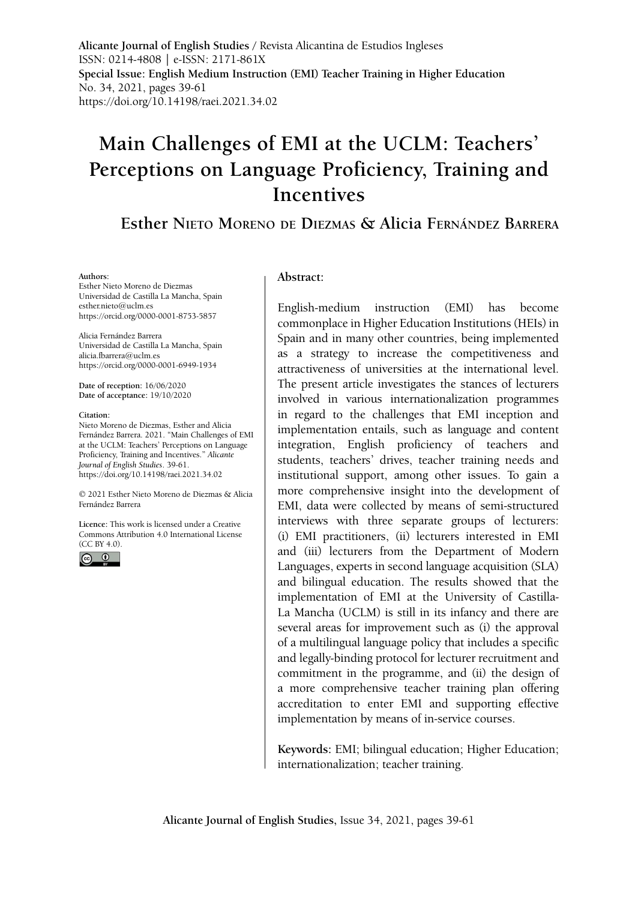**Alicante Journal of English Studies** / Revista Alicantina de Estudios Ingleses
ISSN: 0214-4808 | e-ISSN: 2171-861X
**Special Issue: English Medium Instruction (EMI) Teacher Training in Higher Education**
No. 34, 2021, pages 39-61
https://doi.org/10.14198/raei.2021.34.02

# Main Challenges of EMI at the UCLM: Teachers' Perceptions on Language Proficiency, Training and Incentives

## Esther Nieto Moreno de Diezmas & Alicia Fernández Barrera

**Authors**:
Esther Nieto Moreno de Diezmas
Universidad de Castilla La Mancha, Spain
esther.nieto@uclm.es
https://orcid.org/0000-0001-8753-5857

Alicia Fernández Barrera
Universidad de Castilla La Mancha, Spain
alicia.fbarrera@uclm.es
https://orcid.org/0000-0001-6949-1934

**Date of reception**: 16/06/2020
**Date of acceptance**: 19/10/2020

**Citation**:
Nieto Moreno de Diezmas, Esther and Alicia Fernández Barrera. 2021. "Main Challenges of EMI at the UCLM: Teachers' Perceptions on Language Proficiency, Training and Incentives." *Alicante Journal of English Studies*. 39-61.
https://doi.org/10.14198/raei.2021.34.02

© 2021 Esther Nieto Moreno de Diezmas & Alicia Fernández Barrera

**Licence**: This work is licensed under a Creative Commons Attribution 4.0 International License (CC BY 4.0).

**Abstract:**

English-medium instruction (EMI) has become commonplace in Higher Education Institutions (HEIs) in Spain and in many other countries, being implemented as a strategy to increase the competitiveness and attractiveness of universities at the international level. The present article investigates the stances of lecturers involved in various internationalization programmes in regard to the challenges that EMI inception and implementation entails, such as language and content integration, English proficiency of teachers and students, teachers' drives, teacher training needs and institutional support, among other issues. To gain a more comprehensive insight into the development of EMI, data were collected by means of semi-structured interviews with three separate groups of lecturers: (i) EMI practitioners, (ii) lecturers interested in EMI and (iii) lecturers from the Department of Modern Languages, experts in second language acquisition (SLA) and bilingual education. The results showed that the implementation of EMI at the University of Castilla-La Mancha (UCLM) is still in its infancy and there are several areas for improvement such as (i) the approval of a multilingual language policy that includes a specific and legally-binding protocol for lecturer recruitment and commitment in the programme, and (ii) the design of a more comprehensive teacher training plan offering accreditation to enter EMI and supporting effective implementation by means of in-service courses.

**Keywords:** EMI; bilingual education; Higher Education; internationalization; teacher training.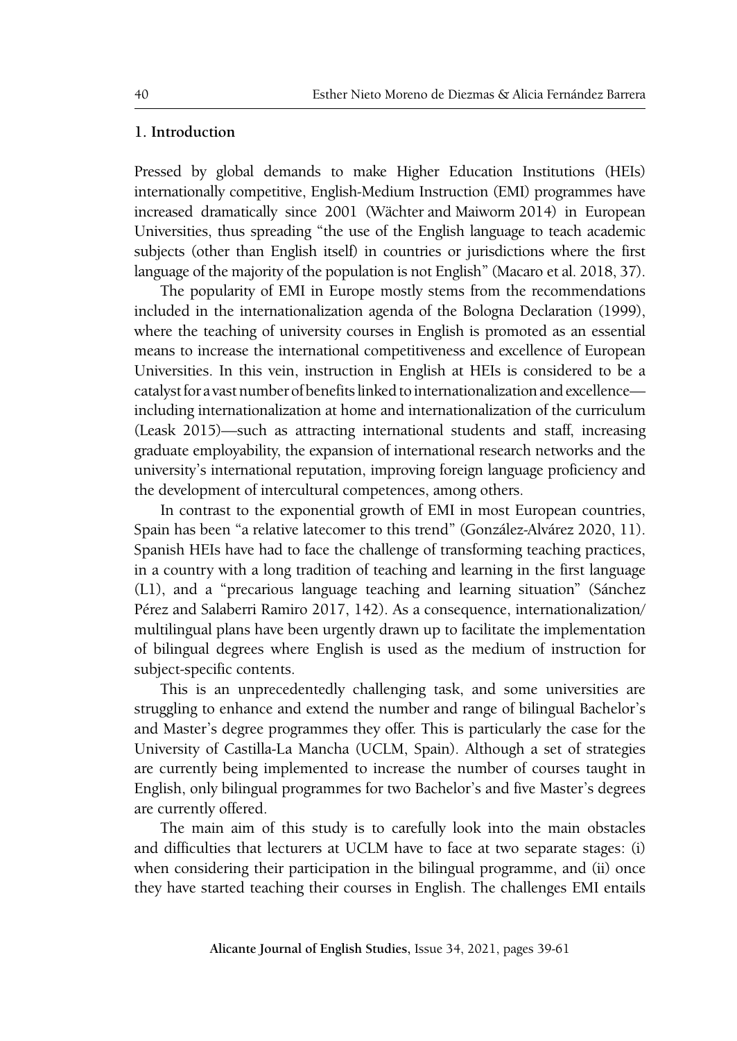## 1. Introduction

Pressed by global demands to make Higher Education Institutions (HEIs) internationally competitive, English-Medium Instruction (EMI) programmes have increased dramatically since 2001 (Wächter and Maiworm 2014) in European Universities, thus spreading "the use of the English language to teach academic subjects (other than English itself) in countries or jurisdictions where the first language of the majority of the population is not English" (Macaro et al. 2018, 37).

The popularity of EMI in Europe mostly stems from the recommendations included in the internationalization agenda of the Bologna Declaration (1999), where the teaching of university courses in English is promoted as an essential means to increase the international competitiveness and excellence of European Universities. In this vein, instruction in English at HEIs is considered to be a catalyst for a vast number of benefits linked to internationalization and excellence—including internationalization at home and internationalization of the curriculum (Leask 2015)—such as attracting international students and staff, increasing graduate employability, the expansion of international research networks and the university's international reputation, improving foreign language proficiency and the development of intercultural competences, among others.

In contrast to the exponential growth of EMI in most European countries, Spain has been "a relative latecomer to this trend" (González-Alvárez 2020, 11). Spanish HEIs have had to face the challenge of transforming teaching practices, in a country with a long tradition of teaching and learning in the first language (L1), and a "precarious language teaching and learning situation" (Sánchez Pérez and Salaberri Ramiro 2017, 142). As a consequence, internationalization/multilingual plans have been urgently drawn up to facilitate the implementation of bilingual degrees where English is used as the medium of instruction for subject-specific contents.

This is an unprecedentedly challenging task, and some universities are struggling to enhance and extend the number and range of bilingual Bachelor's and Master's degree programmes they offer. This is particularly the case for the University of Castilla-La Mancha (UCLM, Spain). Although a set of strategies are currently being implemented to increase the number of courses taught in English, only bilingual programmes for two Bachelor's and five Master's degrees are currently offered.

The main aim of this study is to carefully look into the main obstacles and difficulties that lecturers at UCLM have to face at two separate stages: (i) when considering their participation in the bilingual programme, and (ii) once they have started teaching their courses in English. The challenges EMI entails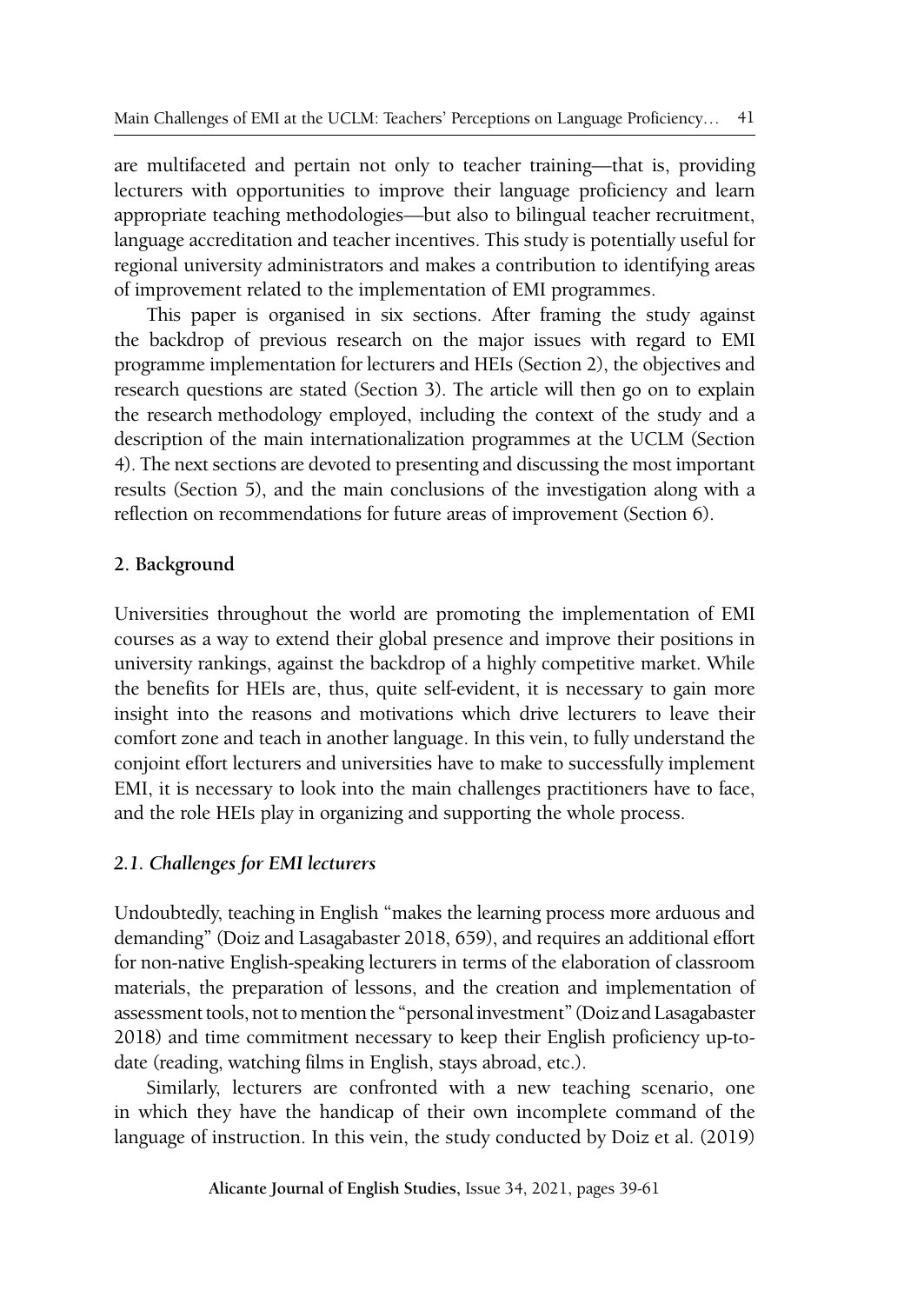are multifaceted and pertain not only to teacher training—that is, providing lecturers with opportunities to improve their language proficiency and learn appropriate teaching methodologies—but also to bilingual teacher recruitment, language accreditation and teacher incentives. This study is potentially useful for regional university administrators and makes a contribution to identifying areas of improvement related to the implementation of EMI programmes.

This paper is organised in six sections. After framing the study against the backdrop of previous research on the major issues with regard to EMI programme implementation for lecturers and HEIs (Section 2), the objectives and research questions are stated (Section 3). The article will then go on to explain the research methodology employed, including the context of the study and a description of the main internationalization programmes at the UCLM (Section 4). The next sections are devoted to presenting and discussing the most important results (Section 5), and the main conclusions of the investigation along with a reflection on recommendations for future areas of improvement (Section 6).

## 2. Background

Universities throughout the world are promoting the implementation of EMI courses as a way to extend their global presence and improve their positions in university rankings, against the backdrop of a highly competitive market. While the benefits for HEIs are, thus, quite self-evident, it is necessary to gain more insight into the reasons and motivations which drive lecturers to leave their comfort zone and teach in another language. In this vein, to fully understand the conjoint effort lecturers and universities have to make to successfully implement EMI, it is necessary to look into the main challenges practitioners have to face, and the role HEIs play in organizing and supporting the whole process.

### *2.1. Challenges for EMI lecturers*

Undoubtedly, teaching in English "makes the learning process more arduous and demanding" (Doiz and Lasagabaster 2018, 659), and requires an additional effort for non-native English-speaking lecturers in terms of the elaboration of classroom materials, the preparation of lessons, and the creation and implementation of assessment tools, not to mention the "personal investment" (Doiz and Lasagabaster 2018) and time commitment necessary to keep their English proficiency up-to-date (reading, watching films in English, stays abroad, etc.).

Similarly, lecturers are confronted with a new teaching scenario, one in which they have the handicap of their own incomplete command of the language of instruction. In this vein, the study conducted by Doiz et al. (2019)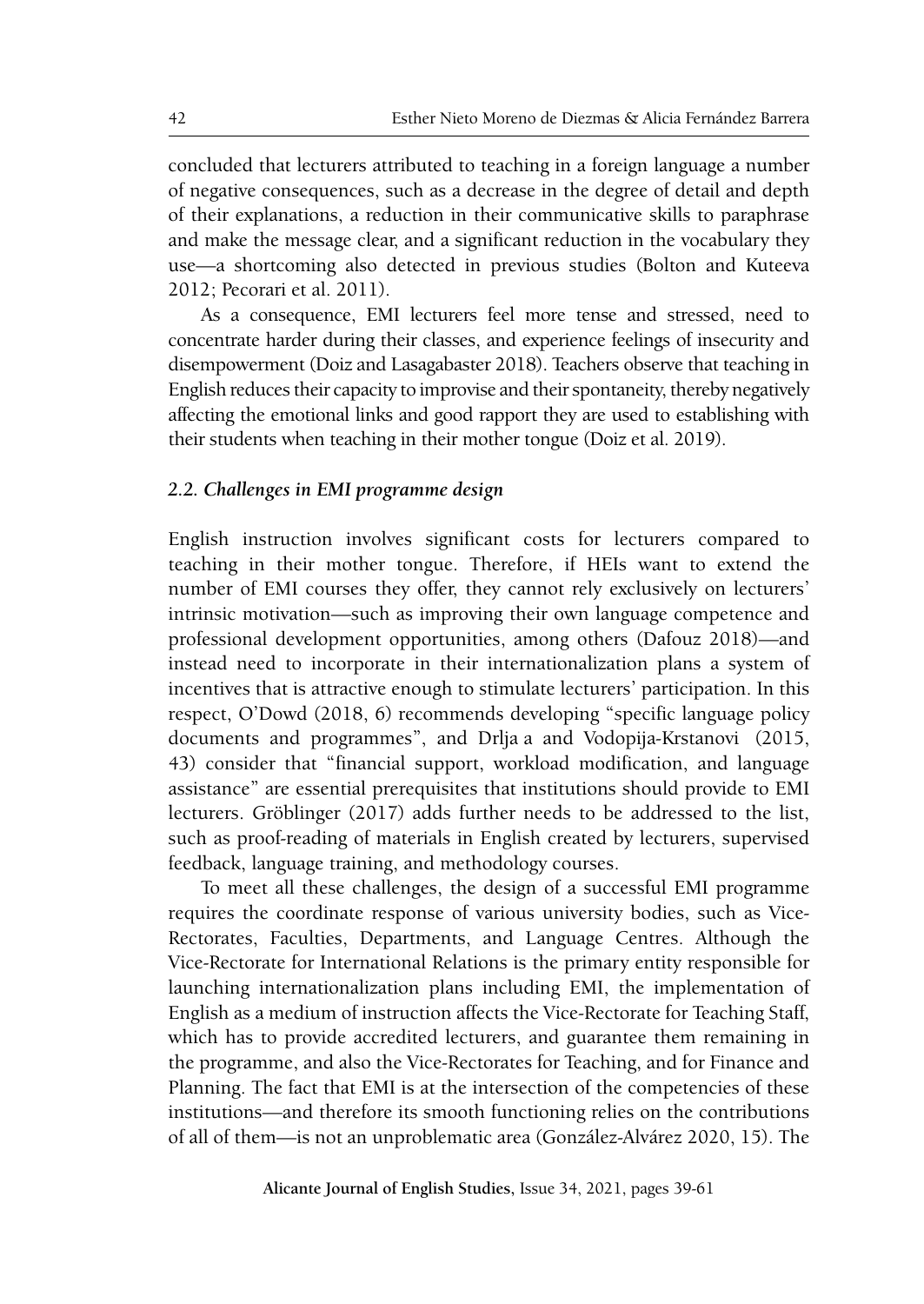concluded that lecturers attributed to teaching in a foreign language a number of negative consequences, such as a decrease in the degree of detail and depth of their explanations, a reduction in their communicative skills to paraphrase and make the message clear, and a significant reduction in the vocabulary they use—a shortcoming also detected in previous studies (Bolton and Kuteeva 2012; Pecorari et al. 2011).

As a consequence, EMI lecturers feel more tense and stressed, need to concentrate harder during their classes, and experience feelings of insecurity and disempowerment (Doiz and Lasagabaster 2018). Teachers observe that teaching in English reduces their capacity to improvise and their spontaneity, thereby negatively affecting the emotional links and good rapport they are used to establishing with their students when teaching in their mother tongue (Doiz et al. 2019).

### *2.2. Challenges in EMI programme design*

English instruction involves significant costs for lecturers compared to teaching in their mother tongue. Therefore, if HEIs want to extend the number of EMI courses they offer, they cannot rely exclusively on lecturers' intrinsic motivation—such as improving their own language competence and professional development opportunities, among others (Dafouz 2018)—and instead need to incorporate in their internationalization plans a system of incentives that is attractive enough to stimulate lecturers' participation. In this respect, O'Dowd (2018, 6) recommends developing "specific language policy documents and programmes", and Drlja a and Vodopija-Krstanovi (2015, 43) consider that "financial support, workload modification, and language assistance" are essential prerequisites that institutions should provide to EMI lecturers. Gröblinger (2017) adds further needs to be addressed to the list, such as proof-reading of materials in English created by lecturers, supervised feedback, language training, and methodology courses.

To meet all these challenges, the design of a successful EMI programme requires the coordinate response of various university bodies, such as Vice-Rectorates, Faculties, Departments, and Language Centres. Although the Vice-Rectorate for International Relations is the primary entity responsible for launching internationalization plans including EMI, the implementation of English as a medium of instruction affects the Vice-Rectorate for Teaching Staff, which has to provide accredited lecturers, and guarantee them remaining in the programme, and also the Vice-Rectorates for Teaching, and for Finance and Planning. The fact that EMI is at the intersection of the competencies of these institutions—and therefore its smooth functioning relies on the contributions of all of them—is not an unproblematic area (González-Alvárez 2020, 15). The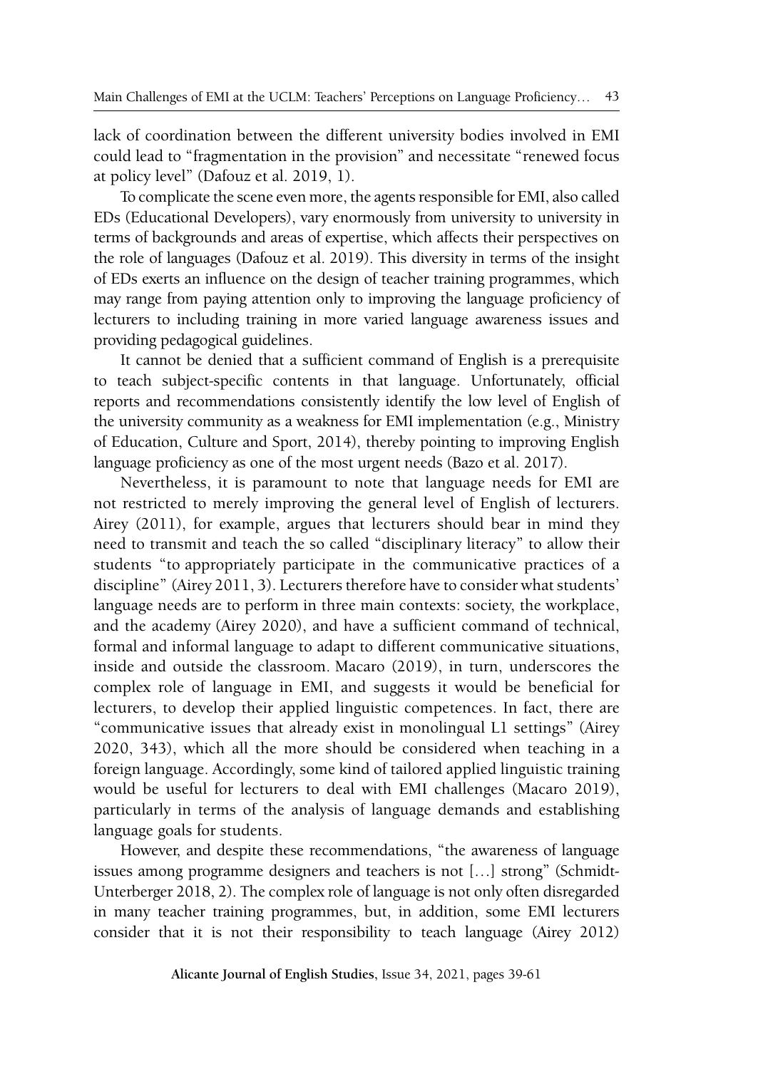lack of coordination between the different university bodies involved in EMI could lead to "fragmentation in the provision" and necessitate "renewed focus at policy level" (Dafouz et al. 2019, 1).

To complicate the scene even more, the agents responsible for EMI, also called EDs (Educational Developers), vary enormously from university to university in terms of backgrounds and areas of expertise, which affects their perspectives on the role of languages (Dafouz et al. 2019). This diversity in terms of the insight of EDs exerts an influence on the design of teacher training programmes, which may range from paying attention only to improving the language proficiency of lecturers to including training in more varied language awareness issues and providing pedagogical guidelines.

It cannot be denied that a sufficient command of English is a prerequisite to teach subject-specific contents in that language. Unfortunately, official reports and recommendations consistently identify the low level of English of the university community as a weakness for EMI implementation (e.g., Ministry of Education, Culture and Sport, 2014), thereby pointing to improving English language proficiency as one of the most urgent needs (Bazo et al. 2017).

Nevertheless, it is paramount to note that language needs for EMI are not restricted to merely improving the general level of English of lecturers. Airey (2011), for example, argues that lecturers should bear in mind they need to transmit and teach the so called "disciplinary literacy" to allow their students "to appropriately participate in the communicative practices of a discipline" (Airey 2011, 3). Lecturers therefore have to consider what students' language needs are to perform in three main contexts: society, the workplace, and the academy (Airey 2020), and have a sufficient command of technical, formal and informal language to adapt to different communicative situations, inside and outside the classroom. Macaro (2019), in turn, underscores the complex role of language in EMI, and suggests it would be beneficial for lecturers, to develop their applied linguistic competences. In fact, there are "communicative issues that already exist in monolingual L1 settings" (Airey 2020, 343), which all the more should be considered when teaching in a foreign language. Accordingly, some kind of tailored applied linguistic training would be useful for lecturers to deal with EMI challenges (Macaro 2019), particularly in terms of the analysis of language demands and establishing language goals for students.

However, and despite these recommendations, "the awareness of language issues among programme designers and teachers is not […] strong" (Schmidt-Unterberger 2018, 2). The complex role of language is not only often disregarded in many teacher training programmes, but, in addition, some EMI lecturers consider that it is not their responsibility to teach language (Airey 2012)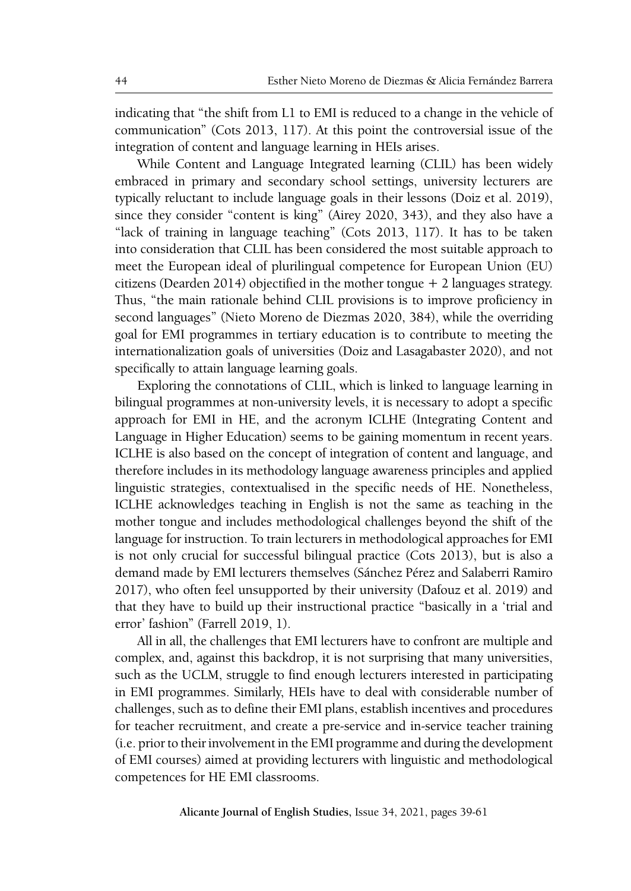indicating that "the shift from L1 to EMI is reduced to a change in the vehicle of communication" (Cots 2013, 117). At this point the controversial issue of the integration of content and language learning in HEIs arises.

While Content and Language Integrated learning (CLIL) has been widely embraced in primary and secondary school settings, university lecturers are typically reluctant to include language goals in their lessons (Doiz et al. 2019), since they consider "content is king" (Airey 2020, 343), and they also have a "lack of training in language teaching" (Cots 2013, 117). It has to be taken into consideration that CLIL has been considered the most suitable approach to meet the European ideal of plurilingual competence for European Union (EU) citizens (Dearden 2014) objectified in the mother tongue + 2 languages strategy. Thus, "the main rationale behind CLIL provisions is to improve proficiency in second languages" (Nieto Moreno de Diezmas 2020, 384), while the overriding goal for EMI programmes in tertiary education is to contribute to meeting the internationalization goals of universities (Doiz and Lasagabaster 2020), and not specifically to attain language learning goals.

Exploring the connotations of CLIL, which is linked to language learning in bilingual programmes at non-university levels, it is necessary to adopt a specific approach for EMI in HE, and the acronym ICLHE (Integrating Content and Language in Higher Education) seems to be gaining momentum in recent years. ICLHE is also based on the concept of integration of content and language, and therefore includes in its methodology language awareness principles and applied linguistic strategies, contextualised in the specific needs of HE. Nonetheless, ICLHE acknowledges teaching in English is not the same as teaching in the mother tongue and includes methodological challenges beyond the shift of the language for instruction. To train lecturers in methodological approaches for EMI is not only crucial for successful bilingual practice (Cots 2013), but is also a demand made by EMI lecturers themselves (Sánchez Pérez and Salaberri Ramiro 2017), who often feel unsupported by their university (Dafouz et al. 2019) and that they have to build up their instructional practice "basically in a 'trial and error' fashion" (Farrell 2019, 1).

All in all, the challenges that EMI lecturers have to confront are multiple and complex, and, against this backdrop, it is not surprising that many universities, such as the UCLM, struggle to find enough lecturers interested in participating in EMI programmes. Similarly, HEIs have to deal with considerable number of challenges, such as to define their EMI plans, establish incentives and procedures for teacher recruitment, and create a pre-service and in-service teacher training (i.e. prior to their involvement in the EMI programme and during the development of EMI courses) aimed at providing lecturers with linguistic and methodological competences for HE EMI classrooms.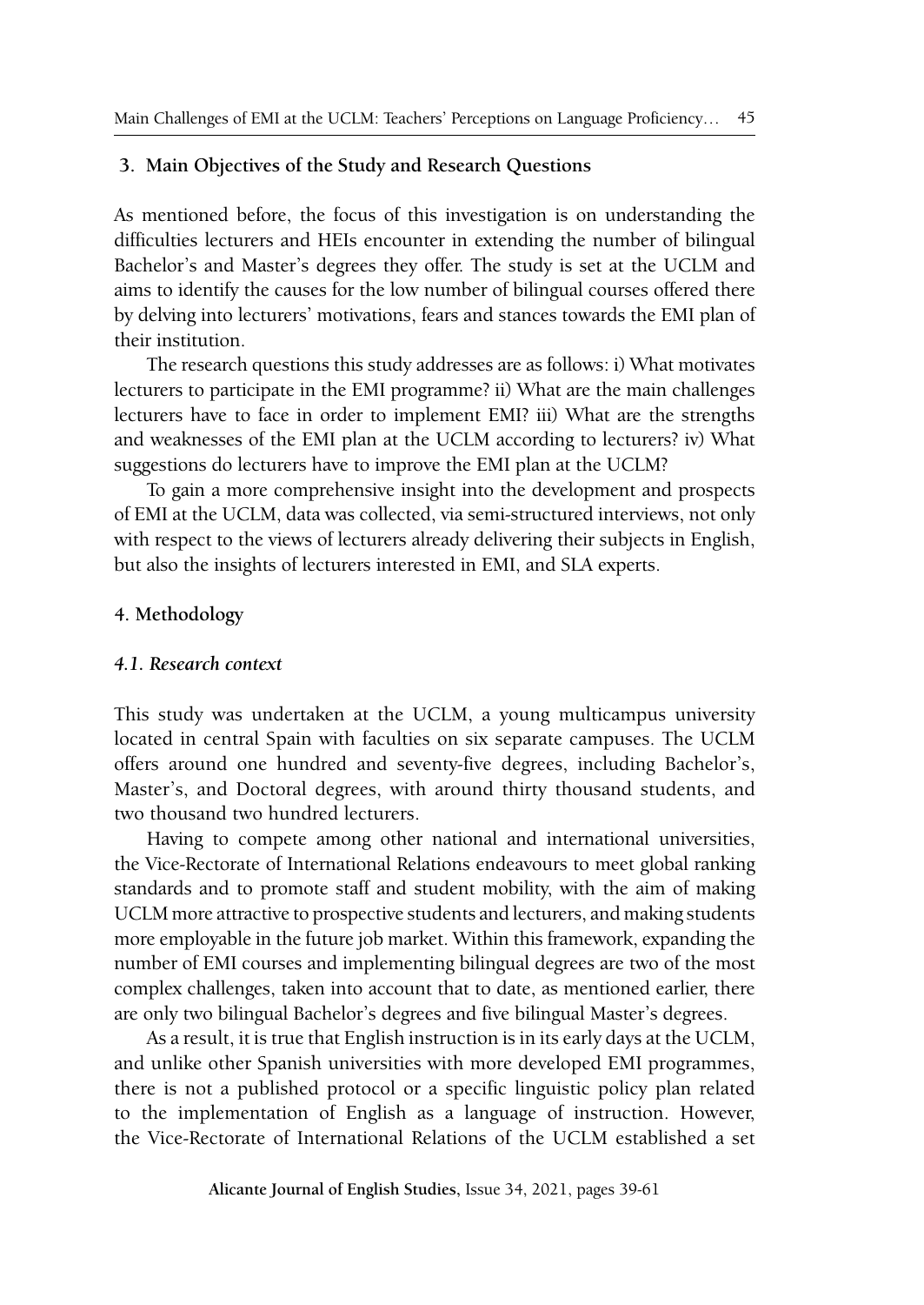## 3. Main Objectives of the Study and Research Questions

As mentioned before, the focus of this investigation is on understanding the difficulties lecturers and HEIs encounter in extending the number of bilingual Bachelor's and Master's degrees they offer. The study is set at the UCLM and aims to identify the causes for the low number of bilingual courses offered there by delving into lecturers' motivations, fears and stances towards the EMI plan of their institution.

The research questions this study addresses are as follows: i) What motivates lecturers to participate in the EMI programme? ii) What are the main challenges lecturers have to face in order to implement EMI? iii) What are the strengths and weaknesses of the EMI plan at the UCLM according to lecturers? iv) What suggestions do lecturers have to improve the EMI plan at the UCLM?

To gain a more comprehensive insight into the development and prospects of EMI at the UCLM, data was collected, via semi-structured interviews, not only with respect to the views of lecturers already delivering their subjects in English, but also the insights of lecturers interested in EMI, and SLA experts.

## 4. Methodology

### *4.1. Research context*

This study was undertaken at the UCLM, a young multicampus university located in central Spain with faculties on six separate campuses. The UCLM offers around one hundred and seventy-five degrees, including Bachelor's, Master's, and Doctoral degrees, with around thirty thousand students, and two thousand two hundred lecturers.

Having to compete among other national and international universities, the Vice-Rectorate of International Relations endeavours to meet global ranking standards and to promote staff and student mobility, with the aim of making UCLM more attractive to prospective students and lecturers, and making students more employable in the future job market. Within this framework, expanding the number of EMI courses and implementing bilingual degrees are two of the most complex challenges, taken into account that to date, as mentioned earlier, there are only two bilingual Bachelor's degrees and five bilingual Master's degrees.

As a result, it is true that English instruction is in its early days at the UCLM, and unlike other Spanish universities with more developed EMI programmes, there is not a published protocol or a specific linguistic policy plan related to the implementation of English as a language of instruction. However, the Vice-Rectorate of International Relations of the UCLM established a set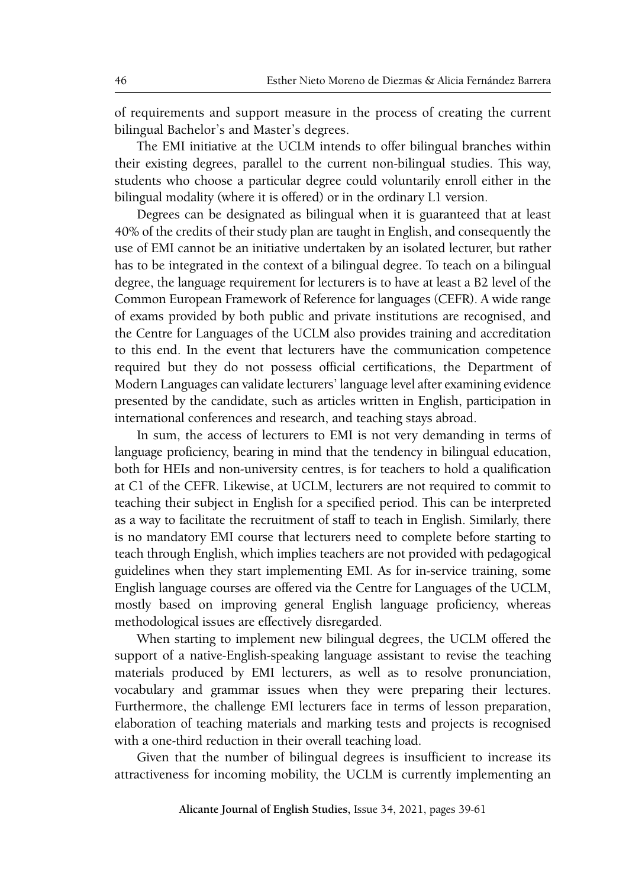of requirements and support measure in the process of creating the current bilingual Bachelor's and Master's degrees.

The EMI initiative at the UCLM intends to offer bilingual branches within their existing degrees, parallel to the current non-bilingual studies. This way, students who choose a particular degree could voluntarily enroll either in the bilingual modality (where it is offered) or in the ordinary L1 version.

Degrees can be designated as bilingual when it is guaranteed that at least 40% of the credits of their study plan are taught in English, and consequently the use of EMI cannot be an initiative undertaken by an isolated lecturer, but rather has to be integrated in the context of a bilingual degree. To teach on a bilingual degree, the language requirement for lecturers is to have at least a B2 level of the Common European Framework of Reference for languages (CEFR). A wide range of exams provided by both public and private institutions are recognised, and the Centre for Languages of the UCLM also provides training and accreditation to this end. In the event that lecturers have the communication competence required but they do not possess official certifications, the Department of Modern Languages can validate lecturers' language level after examining evidence presented by the candidate, such as articles written in English, participation in international conferences and research, and teaching stays abroad.

In sum, the access of lecturers to EMI is not very demanding in terms of language proficiency, bearing in mind that the tendency in bilingual education, both for HEIs and non-university centres, is for teachers to hold a qualification at C1 of the CEFR. Likewise, at UCLM, lecturers are not required to commit to teaching their subject in English for a specified period. This can be interpreted as a way to facilitate the recruitment of staff to teach in English. Similarly, there is no mandatory EMI course that lecturers need to complete before starting to teach through English, which implies teachers are not provided with pedagogical guidelines when they start implementing EMI. As for in-service training, some English language courses are offered via the Centre for Languages of the UCLM, mostly based on improving general English language proficiency, whereas methodological issues are effectively disregarded.

When starting to implement new bilingual degrees, the UCLM offered the support of a native-English-speaking language assistant to revise the teaching materials produced by EMI lecturers, as well as to resolve pronunciation, vocabulary and grammar issues when they were preparing their lectures. Furthermore, the challenge EMI lecturers face in terms of lesson preparation, elaboration of teaching materials and marking tests and projects is recognised with a one-third reduction in their overall teaching load.

Given that the number of bilingual degrees is insufficient to increase its attractiveness for incoming mobility, the UCLM is currently implementing an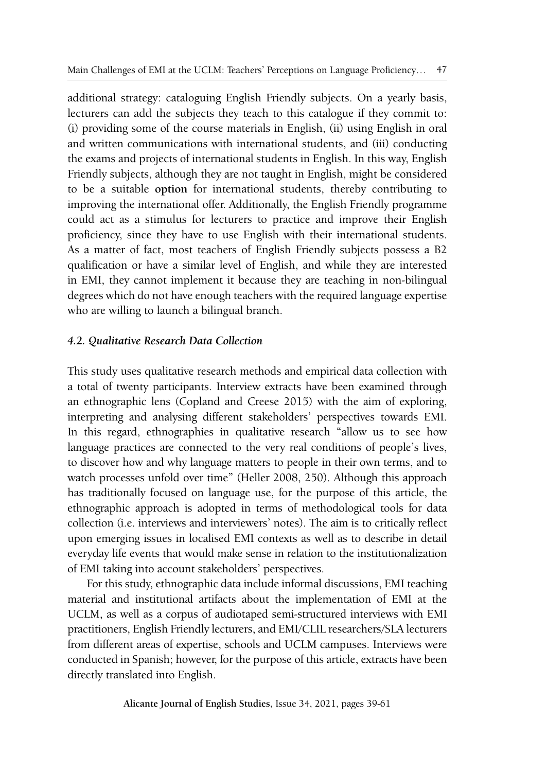additional strategy: cataloguing English Friendly subjects. On a yearly basis, lecturers can add the subjects they teach to this catalogue if they commit to: (i) providing some of the course materials in English, (ii) using English in oral and written communications with international students, and (iii) conducting the exams and projects of international students in English. In this way, English Friendly subjects, although they are not taught in English, might be considered to be a suitable **option** for international students, thereby contributing to improving the international offer. Additionally, the English Friendly programme could act as a stimulus for lecturers to practice and improve their English proficiency, since they have to use English with their international students. As a matter of fact, most teachers of English Friendly subjects possess a B2 qualification or have a similar level of English, and while they are interested in EMI, they cannot implement it because they are teaching in non-bilingual degrees which do not have enough teachers with the required language expertise who are willing to launch a bilingual branch.

### *4.2. Qualitative Research Data Collection*

This study uses qualitative research methods and empirical data collection with a total of twenty participants. Interview extracts have been examined through an ethnographic lens (Copland and Creese 2015) with the aim of exploring, interpreting and analysing different stakeholders' perspectives towards EMI. In this regard, ethnographies in qualitative research "allow us to see how language practices are connected to the very real conditions of people's lives, to discover how and why language matters to people in their own terms, and to watch processes unfold over time" (Heller 2008, 250). Although this approach has traditionally focused on language use, for the purpose of this article, the ethnographic approach is adopted in terms of methodological tools for data collection (i.e. interviews and interviewers' notes). The aim is to critically reflect upon emerging issues in localised EMI contexts as well as to describe in detail everyday life events that would make sense in relation to the institutionalization of EMI taking into account stakeholders' perspectives.

For this study, ethnographic data include informal discussions, EMI teaching material and institutional artifacts about the implementation of EMI at the UCLM, as well as a corpus of audiotaped semi-structured interviews with EMI practitioners, English Friendly lecturers, and EMI/CLIL researchers/SLA lecturers from different areas of expertise, schools and UCLM campuses. Interviews were conducted in Spanish; however, for the purpose of this article, extracts have been directly translated into English.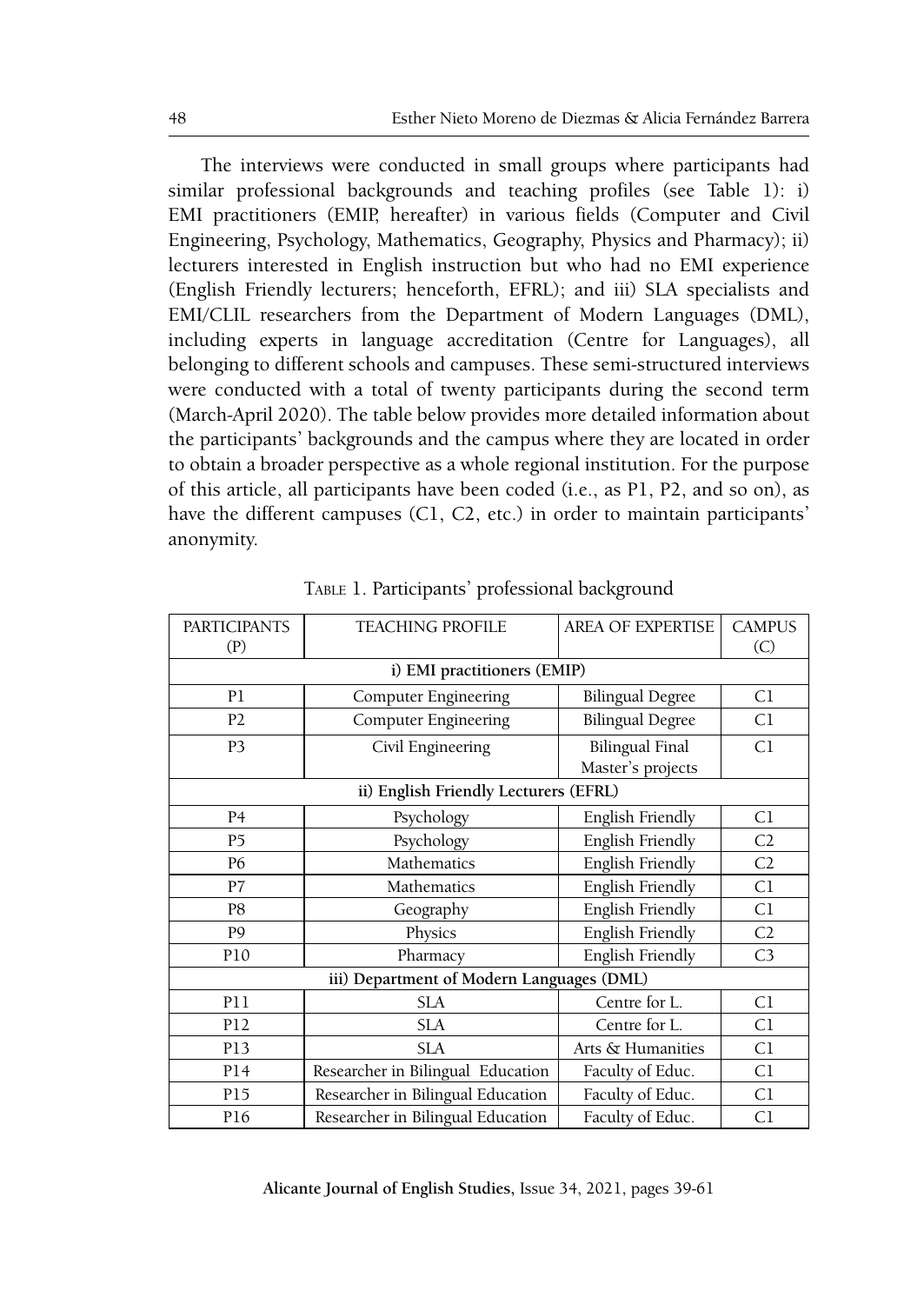The interviews were conducted in small groups where participants had similar professional backgrounds and teaching profiles (see Table 1): i) EMI practitioners (EMIP, hereafter) in various fields (Computer and Civil Engineering, Psychology, Mathematics, Geography, Physics and Pharmacy); ii) lecturers interested in English instruction but who had no EMI experience (English Friendly lecturers; henceforth, EFRL); and iii) SLA specialists and EMI/CLIL researchers from the Department of Modern Languages (DML), including experts in language accreditation (Centre for Languages), all belonging to different schools and campuses. These semi-structured interviews were conducted with a total of twenty participants during the second term (March-April 2020). The table below provides more detailed information about the participants' backgrounds and the campus where they are located in order to obtain a broader perspective as a whole regional institution. For the purpose of this article, all participants have been coded (i.e., as P1, P2, and so on), as have the different campuses (C1, C2, etc.) in order to maintain participants' anonymity.

Table 1. Participants' professional background

| PARTICIPANTS (P) | TEACHING PROFILE | AREA OF EXPERTISE | CAMPUS (C) |
|---|---|---|---|
| **i) EMI practitioners (EMIP)** | | | |
| P1 | Computer Engineering | Bilingual Degree | C1 |
| P2 | Computer Engineering | Bilingual Degree | C1 |
| P3 | Civil Engineering | Bilingual Final Master's projects | C1 |
| **ii) English Friendly Lecturers (EFRL)** | | | |
| P4 | Psychology | English Friendly | C1 |
| P5 | Psychology | English Friendly | C2 |
| P6 | Mathematics | English Friendly | C2 |
| P7 | Mathematics | English Friendly | C1 |
| P8 | Geography | English Friendly | C1 |
| P9 | Physics | English Friendly | C2 |
| P10 | Pharmacy | English Friendly | C3 |
| **iii) Department of Modern Languages (DML)** | | | |
| P11 | SLA | Centre for L. | C1 |
| P12 | SLA | Centre for L. | C1 |
| P13 | SLA | Arts & Humanities | C1 |
| P14 | Researcher in Bilingual Education | Faculty of Educ. | C1 |
| P15 | Researcher in Bilingual Education | Faculty of Educ. | C1 |
| P16 | Researcher in Bilingual Education | Faculty of Educ. | C1 |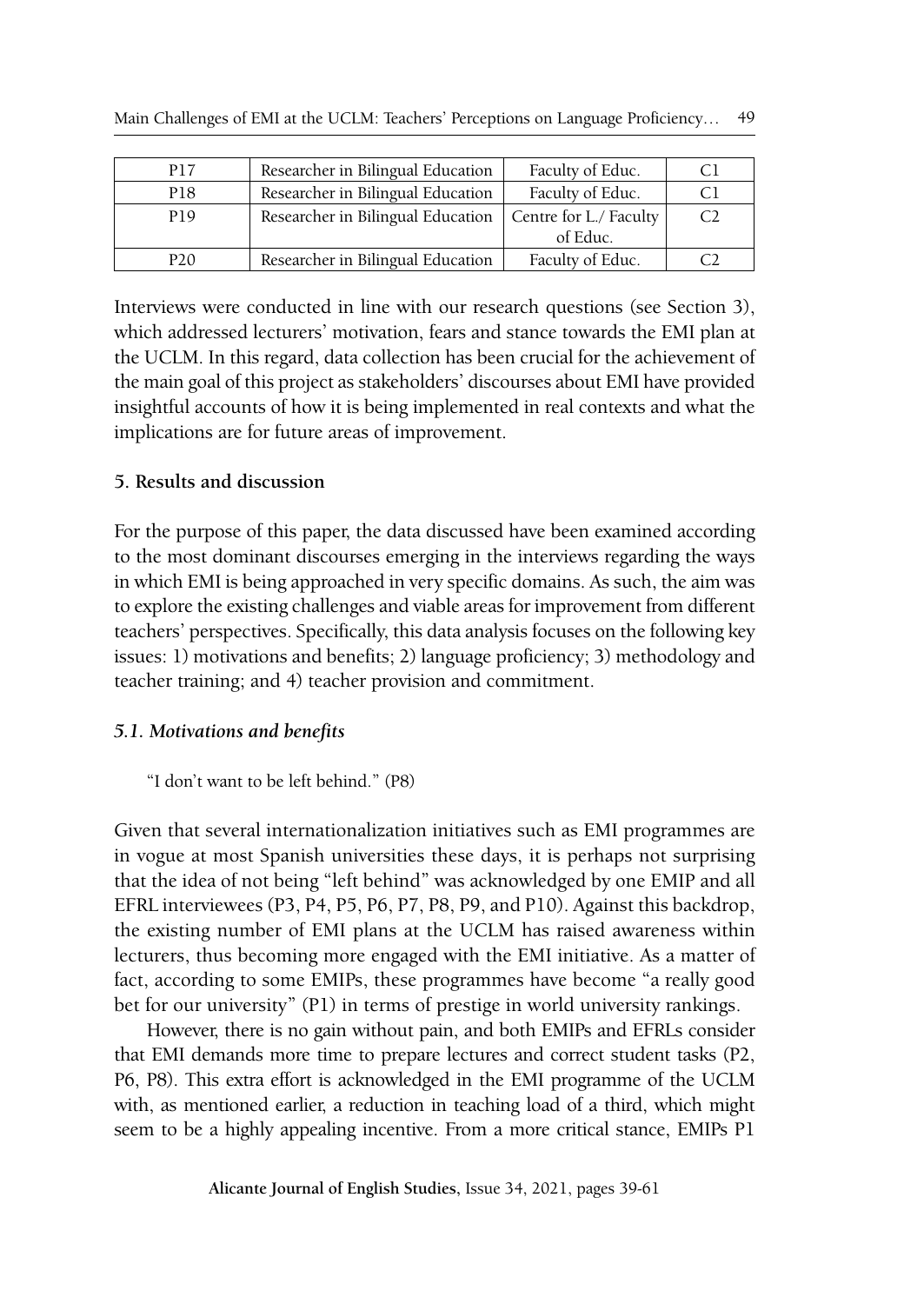| P17 | Researcher in Bilingual Education | Faculty of Educ. | C1 |
|---|---|---|---|
| P18 | Researcher in Bilingual Education | Faculty of Educ. | C1 |
| P19 | Researcher in Bilingual Education | Centre for L./ Faculty of Educ. | C2 |
| P20 | Researcher in Bilingual Education | Faculty of Educ. | C2 |

Interviews were conducted in line with our research questions (see Section 3), which addressed lecturers' motivation, fears and stance towards the EMI plan at the UCLM. In this regard, data collection has been crucial for the achievement of the main goal of this project as stakeholders' discourses about EMI have provided insightful accounts of how it is being implemented in real contexts and what the implications are for future areas of improvement.

## 5. Results and discussion

For the purpose of this paper, the data discussed have been examined according to the most dominant discourses emerging in the interviews regarding the ways in which EMI is being approached in very specific domains. As such, the aim was to explore the existing challenges and viable areas for improvement from different teachers' perspectives. Specifically, this data analysis focuses on the following key issues: 1) motivations and benefits; 2) language proficiency; 3) methodology and teacher training; and 4) teacher provision and commitment.

### *5.1. Motivations and benefits*

> "I don't want to be left behind." (P8)

Given that several internationalization initiatives such as EMI programmes are in vogue at most Spanish universities these days, it is perhaps not surprising that the idea of not being "left behind" was acknowledged by one EMIP and all EFRL interviewees (P3, P4, P5, P6, P7, P8, P9, and P10). Against this backdrop, the existing number of EMI plans at the UCLM has raised awareness within lecturers, thus becoming more engaged with the EMI initiative. As a matter of fact, according to some EMIPs, these programmes have become "a really good bet for our university" (P1) in terms of prestige in world university rankings.

However, there is no gain without pain, and both EMIPs and EFRLs consider that EMI demands more time to prepare lectures and correct student tasks (P2, P6, P8). This extra effort is acknowledged in the EMI programme of the UCLM with, as mentioned earlier, a reduction in teaching load of a third, which might seem to be a highly appealing incentive. From a more critical stance, EMIPs P1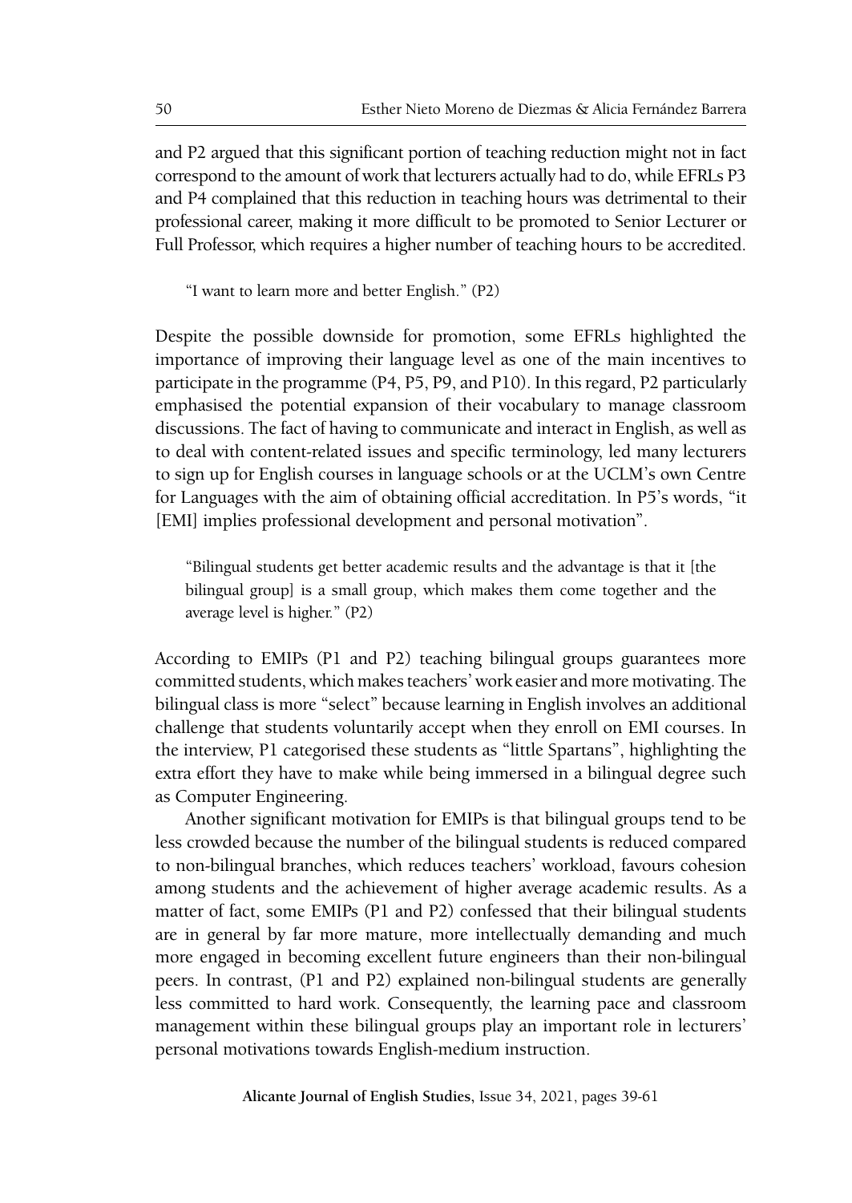and P2 argued that this significant portion of teaching reduction might not in fact correspond to the amount of work that lecturers actually had to do, while EFRLs P3 and P4 complained that this reduction in teaching hours was detrimental to their professional career, making it more difficult to be promoted to Senior Lecturer or Full Professor, which requires a higher number of teaching hours to be accredited.

> "I want to learn more and better English." (P2)

Despite the possible downside for promotion, some EFRLs highlighted the importance of improving their language level as one of the main incentives to participate in the programme (P4, P5, P9, and P10). In this regard, P2 particularly emphasised the potential expansion of their vocabulary to manage classroom discussions. The fact of having to communicate and interact in English, as well as to deal with content-related issues and specific terminology, led many lecturers to sign up for English courses in language schools or at the UCLM's own Centre for Languages with the aim of obtaining official accreditation. In P5's words, "it [EMI] implies professional development and personal motivation".

> "Bilingual students get better academic results and the advantage is that it [the bilingual group] is a small group, which makes them come together and the average level is higher." (P2)

According to EMIPs (P1 and P2) teaching bilingual groups guarantees more committed students, which makes teachers' work easier and more motivating. The bilingual class is more "select" because learning in English involves an additional challenge that students voluntarily accept when they enroll on EMI courses. In the interview, P1 categorised these students as "little Spartans", highlighting the extra effort they have to make while being immersed in a bilingual degree such as Computer Engineering.

Another significant motivation for EMIPs is that bilingual groups tend to be less crowded because the number of the bilingual students is reduced compared to non-bilingual branches, which reduces teachers' workload, favours cohesion among students and the achievement of higher average academic results. As a matter of fact, some EMIPs (P1 and P2) confessed that their bilingual students are in general by far more mature, more intellectually demanding and much more engaged in becoming excellent future engineers than their non-bilingual peers. In contrast, (P1 and P2) explained non-bilingual students are generally less committed to hard work. Consequently, the learning pace and classroom management within these bilingual groups play an important role in lecturers' personal motivations towards English-medium instruction.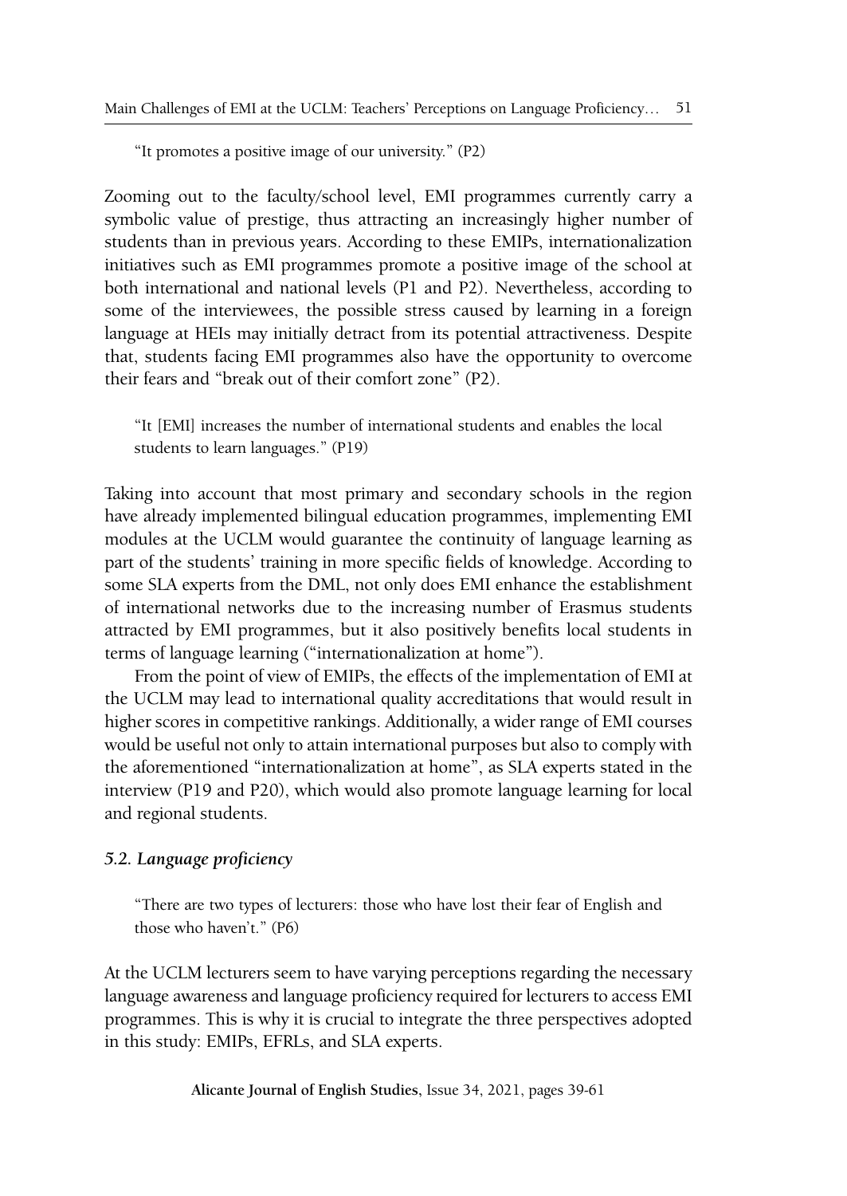"It promotes a positive image of our university." (P2)

Zooming out to the faculty/school level, EMI programmes currently carry a symbolic value of prestige, thus attracting an increasingly higher number of students than in previous years. According to these EMIPs, internationalization initiatives such as EMI programmes promote a positive image of the school at both international and national levels (P1 and P2). Nevertheless, according to some of the interviewees, the possible stress caused by learning in a foreign language at HEIs may initially detract from its potential attractiveness. Despite that, students facing EMI programmes also have the opportunity to overcome their fears and "break out of their comfort zone" (P2).

"It [EMI] increases the number of international students and enables the local students to learn languages." (P19)

Taking into account that most primary and secondary schools in the region have already implemented bilingual education programmes, implementing EMI modules at the UCLM would guarantee the continuity of language learning as part of the students' training in more specific fields of knowledge. According to some SLA experts from the DML, not only does EMI enhance the establishment of international networks due to the increasing number of Erasmus students attracted by EMI programmes, but it also positively benefits local students in terms of language learning ("internationalization at home").

From the point of view of EMIPs, the effects of the implementation of EMI at the UCLM may lead to international quality accreditations that would result in higher scores in competitive rankings. Additionally, a wider range of EMI courses would be useful not only to attain international purposes but also to comply with the aforementioned "internationalization at home", as SLA experts stated in the interview (P19 and P20), which would also promote language learning for local and regional students.

### *5.2. Language proficiency*

"There are two types of lecturers: those who have lost their fear of English and those who haven't." (P6)

At the UCLM lecturers seem to have varying perceptions regarding the necessary language awareness and language proficiency required for lecturers to access EMI programmes. This is why it is crucial to integrate the three perspectives adopted in this study: EMIPs, EFRLs, and SLA experts.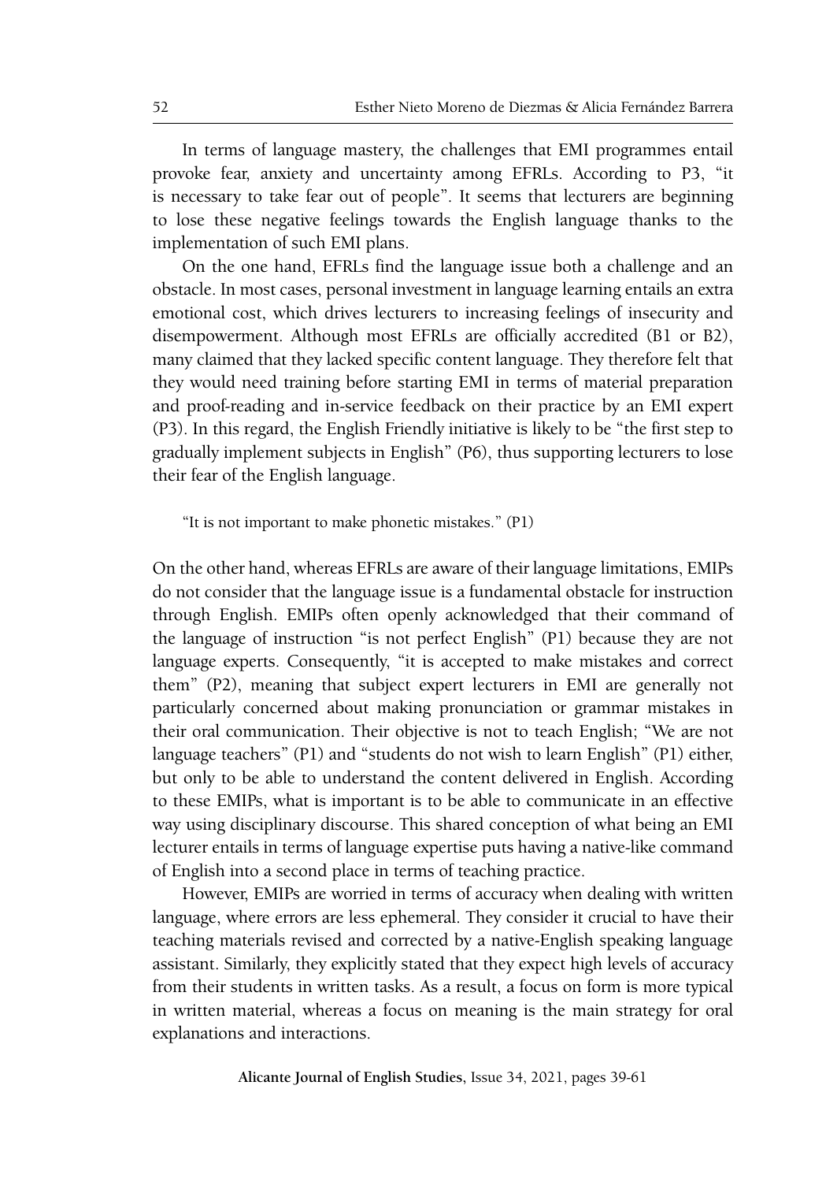In terms of language mastery, the challenges that EMI programmes entail provoke fear, anxiety and uncertainty among EFRLs. According to P3, "it is necessary to take fear out of people". It seems that lecturers are beginning to lose these negative feelings towards the English language thanks to the implementation of such EMI plans.

On the one hand, EFRLs find the language issue both a challenge and an obstacle. In most cases, personal investment in language learning entails an extra emotional cost, which drives lecturers to increasing feelings of insecurity and disempowerment. Although most EFRLs are officially accredited (B1 or B2), many claimed that they lacked specific content language. They therefore felt that they would need training before starting EMI in terms of material preparation and proof-reading and in-service feedback on their practice by an EMI expert (P3). In this regard, the English Friendly initiative is likely to be "the first step to gradually implement subjects in English" (P6), thus supporting lecturers to lose their fear of the English language.

> "It is not important to make phonetic mistakes." (P1)

On the other hand, whereas EFRLs are aware of their language limitations, EMIPs do not consider that the language issue is a fundamental obstacle for instruction through English. EMIPs often openly acknowledged that their command of the language of instruction "is not perfect English" (P1) because they are not language experts. Consequently, "it is accepted to make mistakes and correct them" (P2), meaning that subject expert lecturers in EMI are generally not particularly concerned about making pronunciation or grammar mistakes in their oral communication. Their objective is not to teach English; "We are not language teachers" (P1) and "students do not wish to learn English" (P1) either, but only to be able to understand the content delivered in English. According to these EMIPs, what is important is to be able to communicate in an effective way using disciplinary discourse. This shared conception of what being an EMI lecturer entails in terms of language expertise puts having a native-like command of English into a second place in terms of teaching practice.

However, EMIPs are worried in terms of accuracy when dealing with written language, where errors are less ephemeral. They consider it crucial to have their teaching materials revised and corrected by a native-English speaking language assistant. Similarly, they explicitly stated that they expect high levels of accuracy from their students in written tasks. As a result, a focus on form is more typical in written material, whereas a focus on meaning is the main strategy for oral explanations and interactions.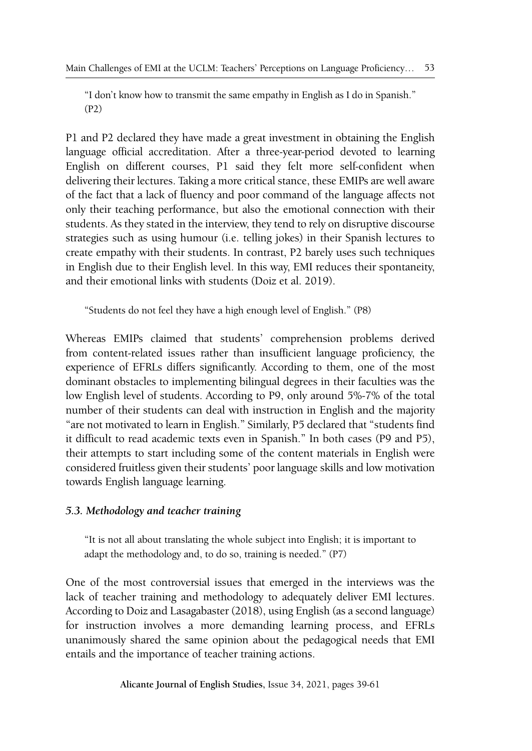> "I don't know how to transmit the same empathy in English as I do in Spanish." (P2)

P1 and P2 declared they have made a great investment in obtaining the English language official accreditation. After a three-year-period devoted to learning English on different courses, P1 said they felt more self-confident when delivering their lectures. Taking a more critical stance, these EMIPs are well aware of the fact that a lack of fluency and poor command of the language affects not only their teaching performance, but also the emotional connection with their students. As they stated in the interview, they tend to rely on disruptive discourse strategies such as using humour (i.e. telling jokes) in their Spanish lectures to create empathy with their students. In contrast, P2 barely uses such techniques in English due to their English level. In this way, EMI reduces their spontaneity, and their emotional links with students (Doiz et al. 2019).

> "Students do not feel they have a high enough level of English." (P8)

Whereas EMIPs claimed that students' comprehension problems derived from content-related issues rather than insufficient language proficiency, the experience of EFRLs differs significantly. According to them, one of the most dominant obstacles to implementing bilingual degrees in their faculties was the low English level of students. According to P9, only around 5%-7% of the total number of their students can deal with instruction in English and the majority "are not motivated to learn in English." Similarly, P5 declared that "students find it difficult to read academic texts even in Spanish." In both cases (P9 and P5), their attempts to start including some of the content materials in English were considered fruitless given their students' poor language skills and low motivation towards English language learning.

### *5.3. Methodology and teacher training*

> "It is not all about translating the whole subject into English; it is important to adapt the methodology and, to do so, training is needed." (P7)

One of the most controversial issues that emerged in the interviews was the lack of teacher training and methodology to adequately deliver EMI lectures. According to Doiz and Lasagabaster (2018), using English (as a second language) for instruction involves a more demanding learning process, and EFRLs unanimously shared the same opinion about the pedagogical needs that EMI entails and the importance of teacher training actions.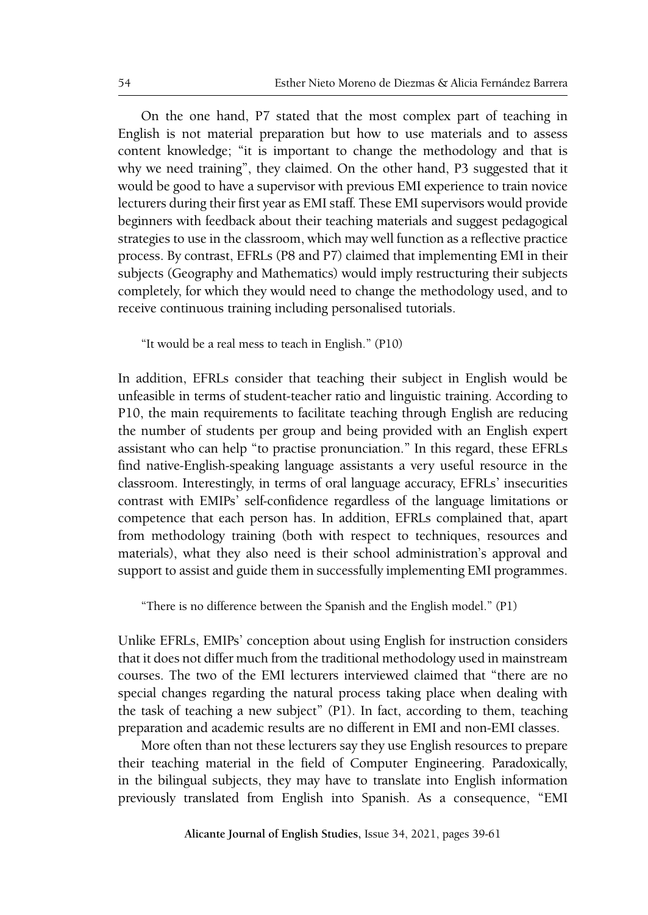On the one hand, P7 stated that the most complex part of teaching in English is not material preparation but how to use materials and to assess content knowledge; "it is important to change the methodology and that is why we need training", they claimed. On the other hand, P3 suggested that it would be good to have a supervisor with previous EMI experience to train novice lecturers during their first year as EMI staff. These EMI supervisors would provide beginners with feedback about their teaching materials and suggest pedagogical strategies to use in the classroom, which may well function as a reflective practice process. By contrast, EFRLs (P8 and P7) claimed that implementing EMI in their subjects (Geography and Mathematics) would imply restructuring their subjects completely, for which they would need to change the methodology used, and to receive continuous training including personalised tutorials.

> "It would be a real mess to teach in English." (P10)

In addition, EFRLs consider that teaching their subject in English would be unfeasible in terms of student-teacher ratio and linguistic training. According to P10, the main requirements to facilitate teaching through English are reducing the number of students per group and being provided with an English expert assistant who can help "to practise pronunciation." In this regard, these EFRLs find native-English-speaking language assistants a very useful resource in the classroom. Interestingly, in terms of oral language accuracy, EFRLs' insecurities contrast with EMIPs' self-confidence regardless of the language limitations or competence that each person has. In addition, EFRLs complained that, apart from methodology training (both with respect to techniques, resources and materials), what they also need is their school administration's approval and support to assist and guide them in successfully implementing EMI programmes.

> "There is no difference between the Spanish and the English model." (P1)

Unlike EFRLs, EMIPs' conception about using English for instruction considers that it does not differ much from the traditional methodology used in mainstream courses. The two of the EMI lecturers interviewed claimed that "there are no special changes regarding the natural process taking place when dealing with the task of teaching a new subject" (P1). In fact, according to them, teaching preparation and academic results are no different in EMI and non-EMI classes.

More often than not these lecturers say they use English resources to prepare their teaching material in the field of Computer Engineering. Paradoxically, in the bilingual subjects, they may have to translate into English information previously translated from English into Spanish. As a consequence, "EMI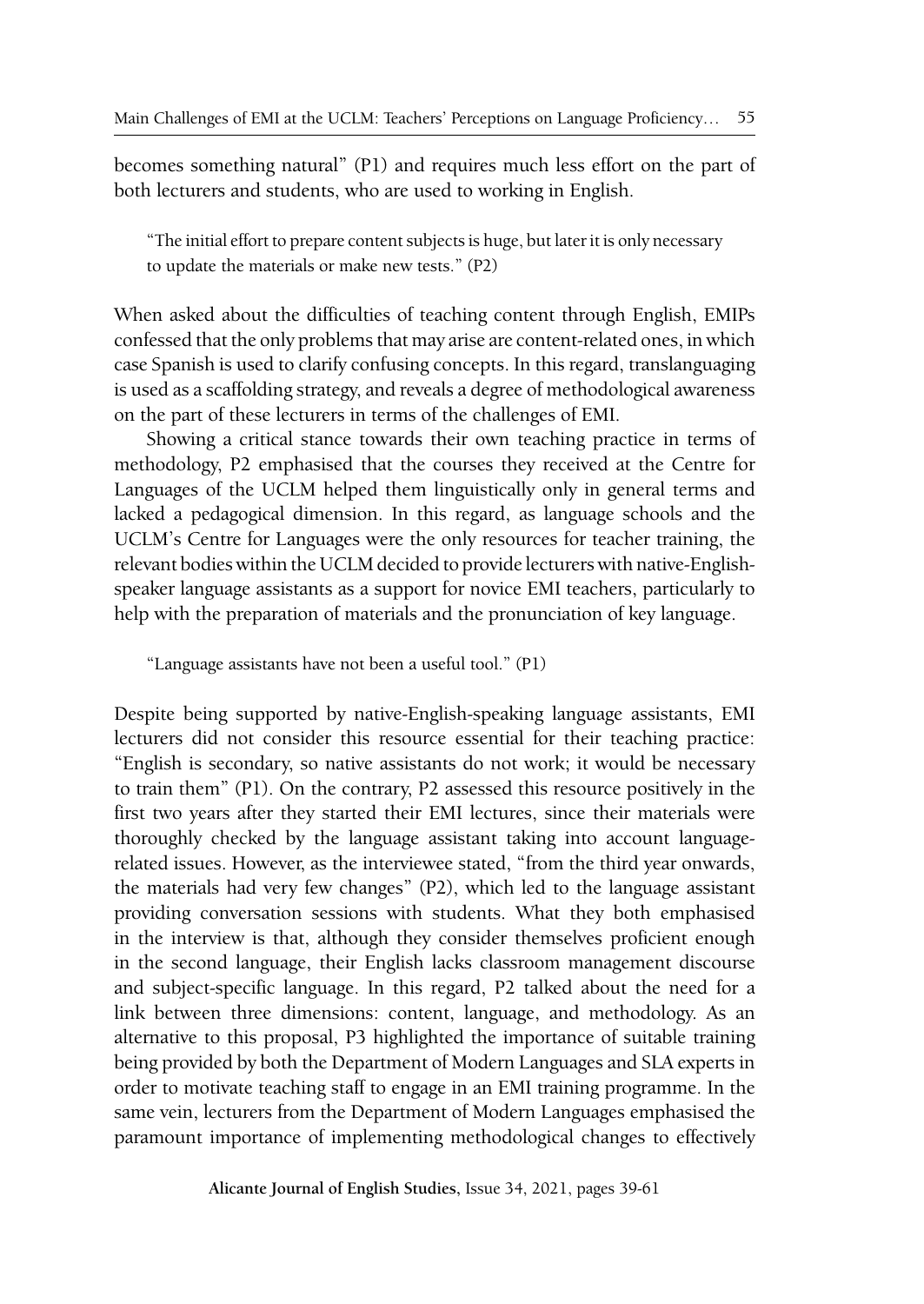becomes something natural" (P1) and requires much less effort on the part of both lecturers and students, who are used to working in English.

> "The initial effort to prepare content subjects is huge, but later it is only necessary to update the materials or make new tests." (P2)

When asked about the difficulties of teaching content through English, EMIPs confessed that the only problems that may arise are content-related ones, in which case Spanish is used to clarify confusing concepts. In this regard, translanguaging is used as a scaffolding strategy, and reveals a degree of methodological awareness on the part of these lecturers in terms of the challenges of EMI.

Showing a critical stance towards their own teaching practice in terms of methodology, P2 emphasised that the courses they received at the Centre for Languages of the UCLM helped them linguistically only in general terms and lacked a pedagogical dimension. In this regard, as language schools and the UCLM's Centre for Languages were the only resources for teacher training, the relevant bodies within the UCLM decided to provide lecturers with native-English-speaker language assistants as a support for novice EMI teachers, particularly to help with the preparation of materials and the pronunciation of key language.

> "Language assistants have not been a useful tool." (P1)

Despite being supported by native-English-speaking language assistants, EMI lecturers did not consider this resource essential for their teaching practice: "English is secondary, so native assistants do not work; it would be necessary to train them" (P1). On the contrary, P2 assessed this resource positively in the first two years after they started their EMI lectures, since their materials were thoroughly checked by the language assistant taking into account language-related issues. However, as the interviewee stated, "from the third year onwards, the materials had very few changes" (P2), which led to the language assistant providing conversation sessions with students. What they both emphasised in the interview is that, although they consider themselves proficient enough in the second language, their English lacks classroom management discourse and subject-specific language. In this regard, P2 talked about the need for a link between three dimensions: content, language, and methodology. As an alternative to this proposal, P3 highlighted the importance of suitable training being provided by both the Department of Modern Languages and SLA experts in order to motivate teaching staff to engage in an EMI training programme. In the same vein, lecturers from the Department of Modern Languages emphasised the paramount importance of implementing methodological changes to effectively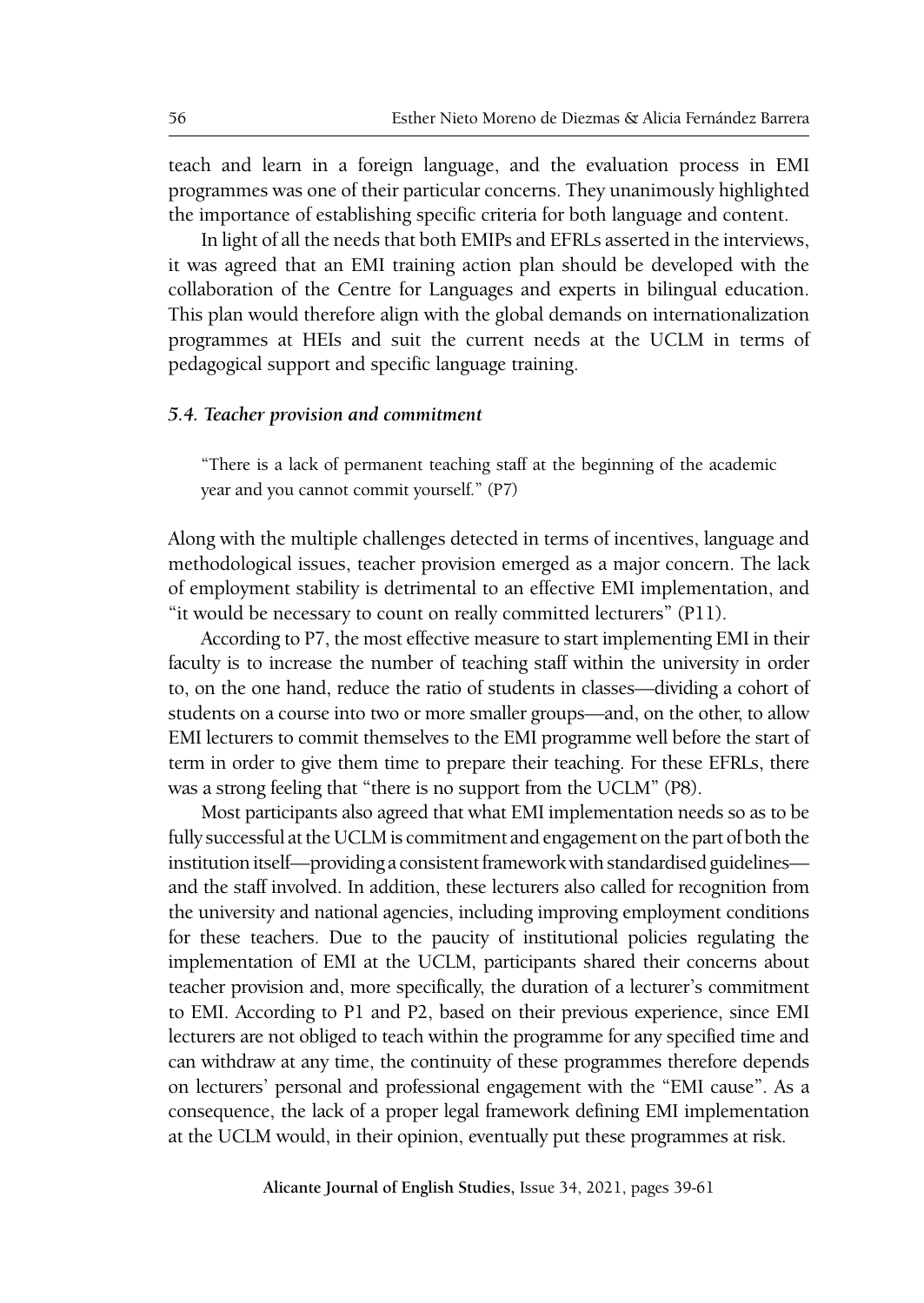teach and learn in a foreign language, and the evaluation process in EMI programmes was one of their particular concerns. They unanimously highlighted the importance of establishing specific criteria for both language and content.

In light of all the needs that both EMIPs and EFRLs asserted in the interviews, it was agreed that an EMI training action plan should be developed with the collaboration of the Centre for Languages and experts in bilingual education. This plan would therefore align with the global demands on internationalization programmes at HEIs and suit the current needs at the UCLM in terms of pedagogical support and specific language training.

### *5.4. Teacher provision and commitment*

> "There is a lack of permanent teaching staff at the beginning of the academic year and you cannot commit yourself." (P7)

Along with the multiple challenges detected in terms of incentives, language and methodological issues, teacher provision emerged as a major concern. The lack of employment stability is detrimental to an effective EMI implementation, and "it would be necessary to count on really committed lecturers" (P11).

According to P7, the most effective measure to start implementing EMI in their faculty is to increase the number of teaching staff within the university in order to, on the one hand, reduce the ratio of students in classes—dividing a cohort of students on a course into two or more smaller groups—and, on the other, to allow EMI lecturers to commit themselves to the EMI programme well before the start of term in order to give them time to prepare their teaching. For these EFRLs, there was a strong feeling that "there is no support from the UCLM" (P8).

Most participants also agreed that what EMI implementation needs so as to be fully successful at the UCLM is commitment and engagement on the part of both the institution itself—providing a consistent framework with standardised guidelines—and the staff involved. In addition, these lecturers also called for recognition from the university and national agencies, including improving employment conditions for these teachers. Due to the paucity of institutional policies regulating the implementation of EMI at the UCLM, participants shared their concerns about teacher provision and, more specifically, the duration of a lecturer's commitment to EMI. According to P1 and P2, based on their previous experience, since EMI lecturers are not obliged to teach within the programme for any specified time and can withdraw at any time, the continuity of these programmes therefore depends on lecturers' personal and professional engagement with the "EMI cause". As a consequence, the lack of a proper legal framework defining EMI implementation at the UCLM would, in their opinion, eventually put these programmes at risk.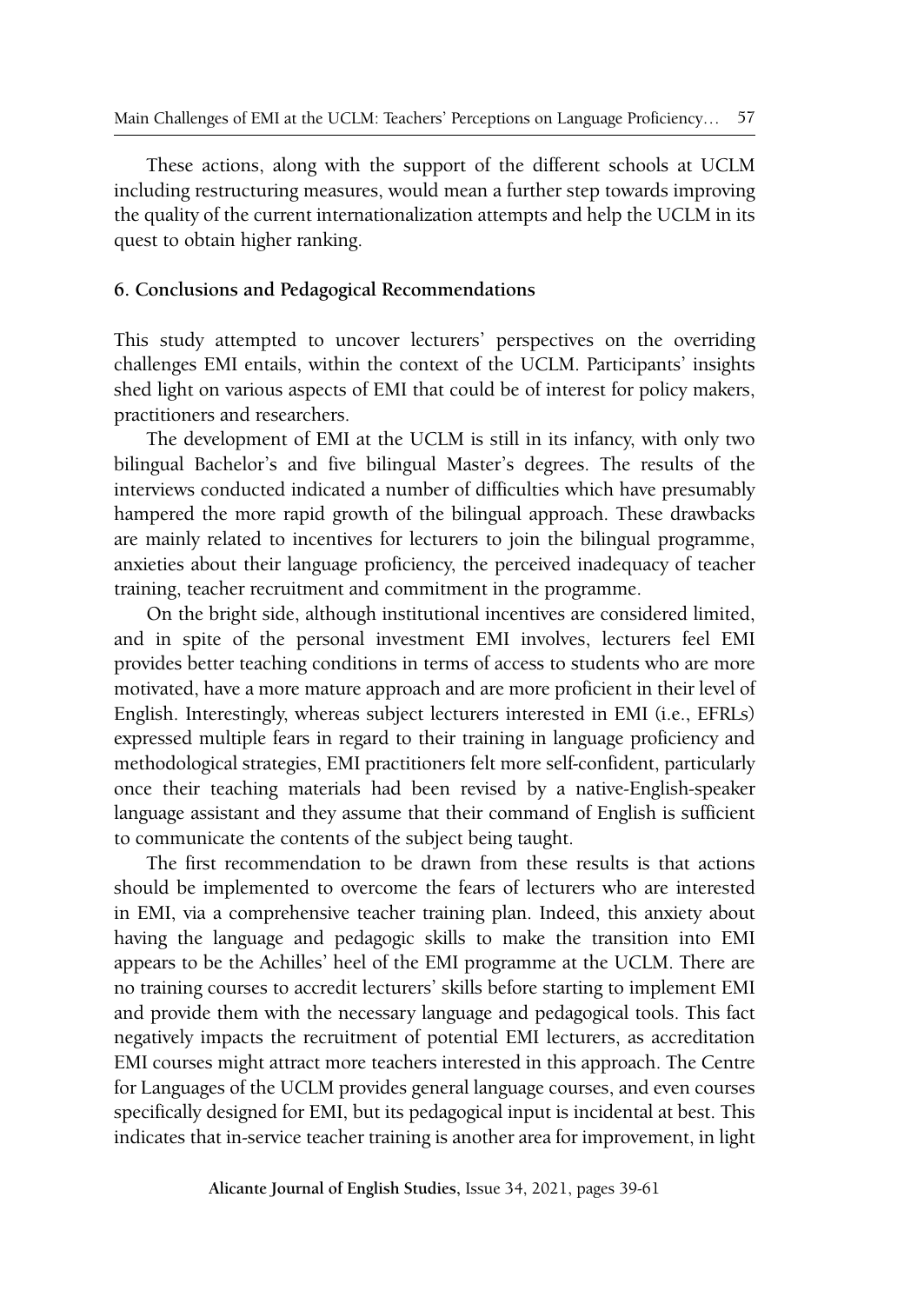These actions, along with the support of the different schools at UCLM including restructuring measures, would mean a further step towards improving the quality of the current internationalization attempts and help the UCLM in its quest to obtain higher ranking.

## 6. Conclusions and Pedagogical Recommendations

This study attempted to uncover lecturers' perspectives on the overriding challenges EMI entails, within the context of the UCLM. Participants' insights shed light on various aspects of EMI that could be of interest for policy makers, practitioners and researchers.

The development of EMI at the UCLM is still in its infancy, with only two bilingual Bachelor's and five bilingual Master's degrees. The results of the interviews conducted indicated a number of difficulties which have presumably hampered the more rapid growth of the bilingual approach. These drawbacks are mainly related to incentives for lecturers to join the bilingual programme, anxieties about their language proficiency, the perceived inadequacy of teacher training, teacher recruitment and commitment in the programme.

On the bright side, although institutional incentives are considered limited, and in spite of the personal investment EMI involves, lecturers feel EMI provides better teaching conditions in terms of access to students who are more motivated, have a more mature approach and are more proficient in their level of English. Interestingly, whereas subject lecturers interested in EMI (i.e., EFRLs) expressed multiple fears in regard to their training in language proficiency and methodological strategies, EMI practitioners felt more self-confident, particularly once their teaching materials had been revised by a native-English-speaker language assistant and they assume that their command of English is sufficient to communicate the contents of the subject being taught.

The first recommendation to be drawn from these results is that actions should be implemented to overcome the fears of lecturers who are interested in EMI, via a comprehensive teacher training plan. Indeed, this anxiety about having the language and pedagogic skills to make the transition into EMI appears to be the Achilles' heel of the EMI programme at the UCLM. There are no training courses to accredit lecturers' skills before starting to implement EMI and provide them with the necessary language and pedagogical tools. This fact negatively impacts the recruitment of potential EMI lecturers, as accreditation EMI courses might attract more teachers interested in this approach. The Centre for Languages of the UCLM provides general language courses, and even courses specifically designed for EMI, but its pedagogical input is incidental at best. This indicates that in-service teacher training is another area for improvement, in light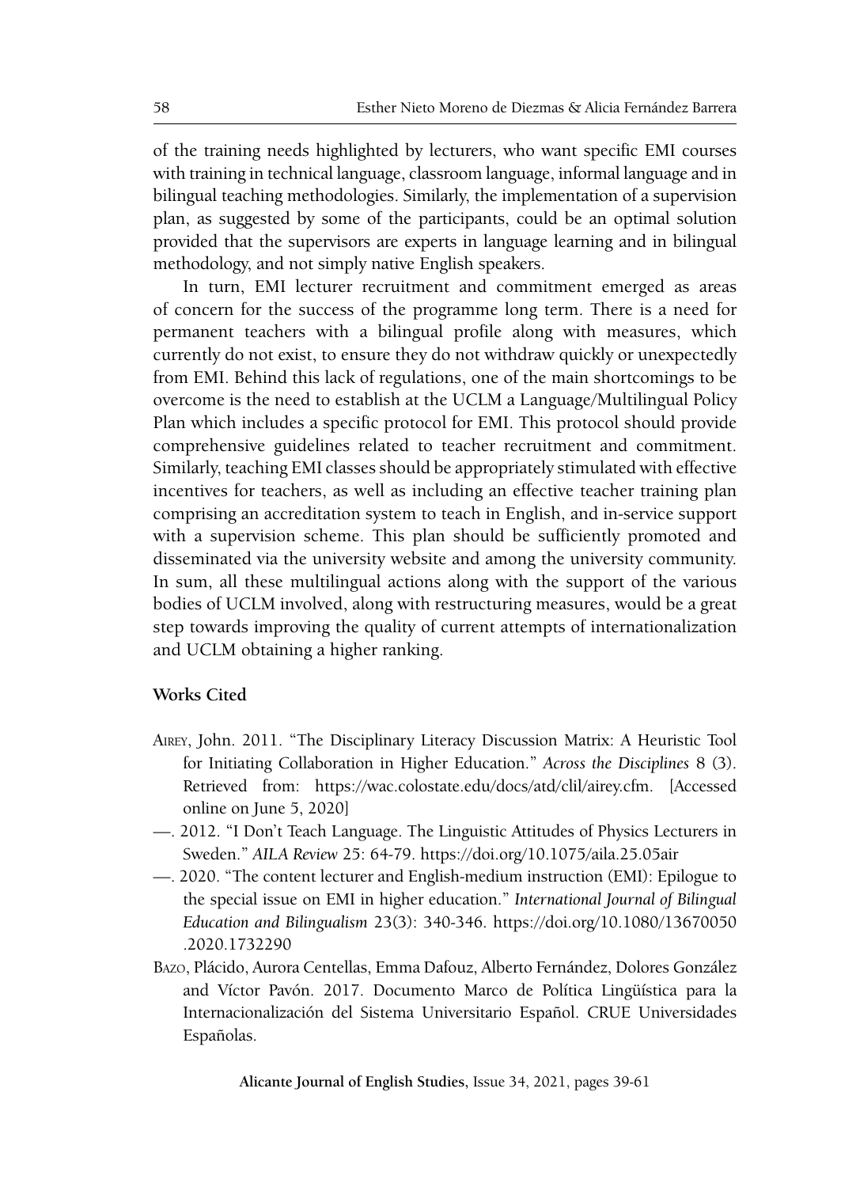of the training needs highlighted by lecturers, who want specific EMI courses with training in technical language, classroom language, informal language and in bilingual teaching methodologies. Similarly, the implementation of a supervision plan, as suggested by some of the participants, could be an optimal solution provided that the supervisors are experts in language learning and in bilingual methodology, and not simply native English speakers.

In turn, EMI lecturer recruitment and commitment emerged as areas of concern for the success of the programme long term. There is a need for permanent teachers with a bilingual profile along with measures, which currently do not exist, to ensure they do not withdraw quickly or unexpectedly from EMI. Behind this lack of regulations, one of the main shortcomings to be overcome is the need to establish at the UCLM a Language/Multilingual Policy Plan which includes a specific protocol for EMI. This protocol should provide comprehensive guidelines related to teacher recruitment and commitment. Similarly, teaching EMI classes should be appropriately stimulated with effective incentives for teachers, as well as including an effective teacher training plan comprising an accreditation system to teach in English, and in-service support with a supervision scheme. This plan should be sufficiently promoted and disseminated via the university website and among the university community. In sum, all these multilingual actions along with the support of the various bodies of UCLM involved, along with restructuring measures, would be a great step towards improving the quality of current attempts of internationalization and UCLM obtaining a higher ranking.

## Works Cited

- Airey, John. 2011. "The Disciplinary Literacy Discussion Matrix: A Heuristic Tool for Initiating Collaboration in Higher Education." *Across the Disciplines* 8 (3). Retrieved from: https://wac.colostate.edu/docs/atd/clil/airey.cfm. [Accessed online on June 5, 2020]
- —. 2012. "I Don't Teach Language. The Linguistic Attitudes of Physics Lecturers in Sweden." *AILA Review* 25: 64-79. https://doi.org/10.1075/aila.25.05air
- —. 2020. "The content lecturer and English-medium instruction (EMI): Epilogue to the special issue on EMI in higher education." *International Journal of Bilingual Education and Bilingualism* 23(3): 340-346. https://doi.org/10.1080/13670050.2020.1732290
- Bazo, Plácido, Aurora Centellas, Emma Dafouz, Alberto Fernández, Dolores González and Víctor Pavón. 2017. Documento Marco de Política Lingüística para la Internacionalización del Sistema Universitario Español. CRUE Universidades Españolas.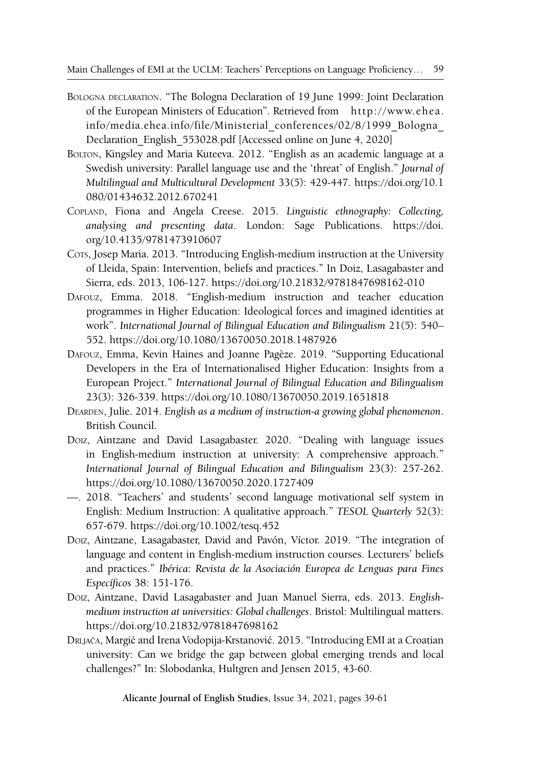Bologna declaration. "The Bologna Declaration of 19 June 1999: Joint Declaration of the European Ministers of Education". Retrieved from http://www.ehea.info/media.ehea.info/file/Ministerial_conferences/02/8/1999_Bologna_Declaration_English_553028.pdf [Accessed online on June 4, 2020]

Bolton, Kingsley and Maria Kuteeva. 2012. "English as an academic language at a Swedish university: Parallel language use and the 'threat' of English." *Journal of Multilingual and Multicultural Development* 33(5): 429-447. https://doi.org/10.1080/01434632.2012.670241

Copland, Fiona and Angela Creese. 2015. *Linguistic ethnography: Collecting, analysing and presenting data*. London: Sage Publications. https://doi.org/10.4135/9781473910607

Cots, Josep Maria. 2013. "Introducing English-medium instruction at the University of Lleida, Spain: Intervention, beliefs and practices." In Doiz, Lasagabaster and Sierra, eds. 2013, 106-127. https://doi.org/10.21832/9781847698162-010

Dafouz, Emma. 2018. "English-medium instruction and teacher education programmes in Higher Education: Ideological forces and imagined identities at work". *International Journal of Bilingual Education and Bilingualism* 21(5): 540–552. https://doi.org/10.1080/13670050.2018.1487926

Dafouz, Emma, Kevin Haines and Joanne Pagèze. 2019. "Supporting Educational Developers in the Era of Internationalised Higher Education: Insights from a European Project." *International Journal of Bilingual Education and Bilingualism* 23(3): 326-339. https://doi.org/10.1080/13670050.2019.1651818

Dearden, Julie. 2014. *English as a medium of instruction-a growing global phenomenon*. British Council.

Doiz, Aintzane and David Lasagabaster. 2020. "Dealing with language issues in English-medium instruction at university: A comprehensive approach." *International Journal of Bilingual Education and Bilingualism* 23(3): 257-262. https://doi.org/10.1080/13670050.2020.1727409

—. 2018. "Teachers' and students' second language motivational self system in English: Medium Instruction: A qualitative approach." *TESOL Quarterly* 52(3): 657-679. https://doi.org/10.1002/tesq.452

Doiz, Aintzane, Lasagabaster, David and Pavón, Víctor. 2019. "The integration of language and content in English-medium instruction courses. Lecturers' beliefs and practices." *Ibérica: Revista de la Asociación Europea de Lenguas para Fines Específicos* 38: 151-176.

Doiz, Aintzane, David Lasagabaster and Juan Manuel Sierra, eds. 2013. *English-medium instruction at universities: Global challenges*. Bristol: Multilingual matters. https://doi.org/10.21832/9781847698162

Drljača, Margić and Irena Vodopija-Krstanović. 2015. "Introducing EMI at a Croatian university: Can we bridge the gap between global emerging trends and local challenges?" In: Slobodanka, Hultgren and Jensen 2015, 43-60.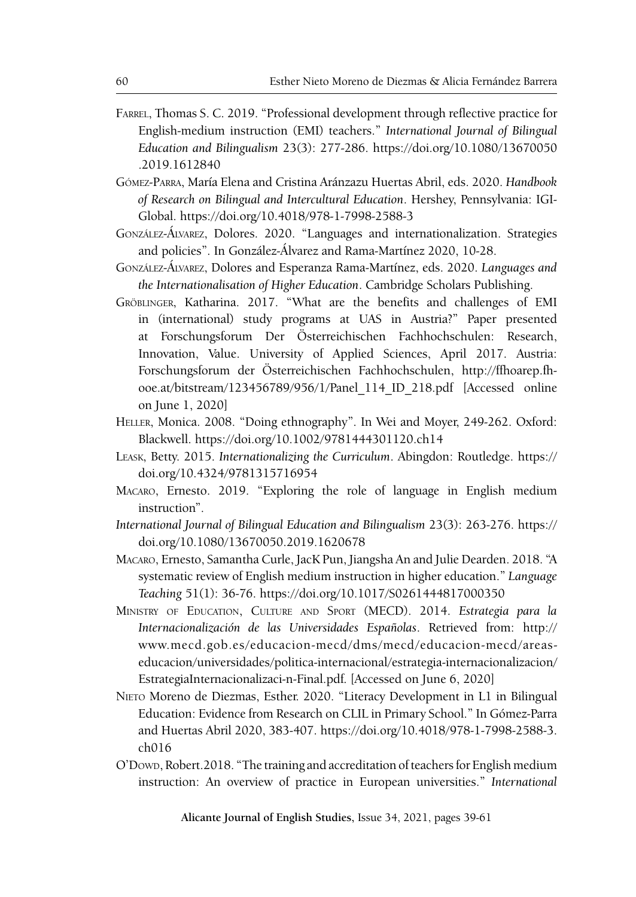Farrel, Thomas S. C. 2019. "Professional development through reflective practice for English-medium instruction (EMI) teachers." *International Journal of Bilingual Education and Bilingualism* 23(3): 277-286. https://doi.org/10.1080/13670050.2019.1612840

Gómez-Parra, María Elena and Cristina Aránzazu Huertas Abril, eds. 2020. *Handbook of Research on Bilingual and Intercultural Education*. Hershey, Pennsylvania: IGI-Global. https://doi.org/10.4018/978-1-7998-2588-3

González-Álvarez, Dolores. 2020. "Languages and internationalization. Strategies and policies". In González-Álvarez and Rama-Martínez 2020, 10-28.

González-Álvarez, Dolores and Esperanza Rama-Martínez, eds. 2020. *Languages and the Internationalisation of Higher Education*. Cambridge Scholars Publishing.

Gröblinger, Katharina. 2017. "What are the benefits and challenges of EMI in (international) study programs at UAS in Austria?" Paper presented at Forschungsforum Der Österreichischen Fachhochschulen: Research, Innovation, Value. University of Applied Sciences, April 2017. Austria: Forschungsforum der Österreichischen Fachhochschulen, http://ffhoarep.fh-ooe.at/bitstream/123456789/956/1/Panel_114_ID_218.pdf [Accessed online on June 1, 2020]

Heller, Monica. 2008. "Doing ethnography". In Wei and Moyer, 249-262. Oxford: Blackwell. https://doi.org/10.1002/9781444301120.ch14

Leask, Betty. 2015. *Internationalizing the Curriculum*. Abingdon: Routledge. https://doi.org/10.4324/9781315716954

Macaro, Ernesto. 2019. "Exploring the role of language in English medium instruction".

*International Journal of Bilingual Education and Bilingualism* 23(3): 263-276. https://doi.org/10.1080/13670050.2019.1620678

Macaro, Ernesto, Samantha Curle, JacK Pun, Jiangsha An and Julie Dearden. 2018. "A systematic review of English medium instruction in higher education." *Language Teaching* 51(1): 36-76. https://doi.org/10.1017/S0261444817000350

Ministry of Education, Culture and Sport (MECD). 2014. *Estrategia para la Internacionalización de las Universidades Españolas*. Retrieved from: http://www.mecd.gob.es/educacion-mecd/dms/mecd/educacion-mecd/areas-educacion/universidades/politica-internacional/estrategia-internacionalizacion/EstrategiaInternacionalizaci-n-Final.pdf. [Accessed on June 6, 2020]

Nieto Moreno de Diezmas, Esther. 2020. "Literacy Development in L1 in Bilingual Education: Evidence from Research on CLIL in Primary School." In Gómez-Parra and Huertas Abril 2020, 383-407. https://doi.org/10.4018/978-1-7998-2588-3.ch016

O'Dowd, Robert.2018. "The training and accreditation of teachers for English medium instruction: An overview of practice in European universities." *International*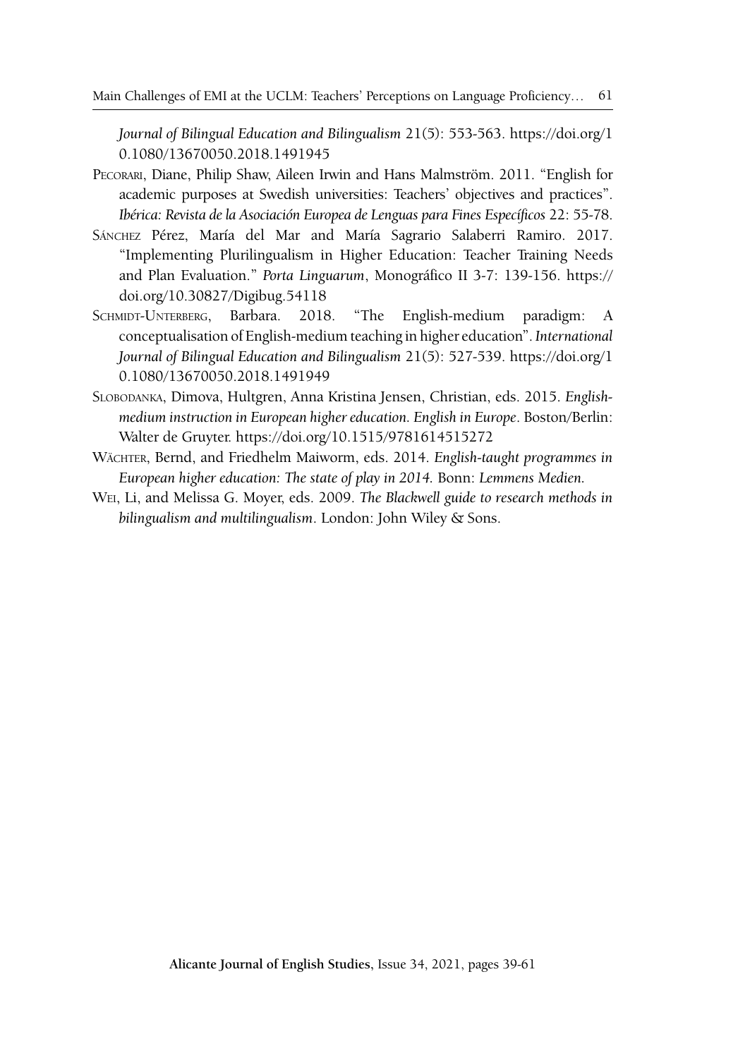*Journal of Bilingual Education and Bilingualism* 21(5): 553-563. https://doi.org/10.1080/13670050.2018.1491945

Pecorari, Diane, Philip Shaw, Aileen Irwin and Hans Malmström. 2011. "English for academic purposes at Swedish universities: Teachers' objectives and practices". *Ibérica: Revista de la Asociación Europea de Lenguas para Fines Específicos* 22: 55-78.

Sánchez Pérez, María del Mar and María Sagrario Salaberri Ramiro. 2017. "Implementing Plurilingualism in Higher Education: Teacher Training Needs and Plan Evaluation." *Porta Linguarum*, Monográfico II 3-7: 139-156. https://doi.org/10.30827/Digibug.54118

Schmidt-Unterberg, Barbara. 2018. "The English-medium paradigm: A conceptualisation of English-medium teaching in higher education". *International Journal of Bilingual Education and Bilingualism* 21(5): 527-539. https://doi.org/10.1080/13670050.2018.1491949

Slobodanka, Dimova, Hultgren, Anna Kristina Jensen, Christian, eds. 2015. *English-medium instruction in European higher education. English in Europe*. Boston/Berlin: Walter de Gruyter. https://doi.org/10.1515/9781614515272

Wächter, Bernd, and Friedhelm Maiworm, eds. 2014. *English-taught programmes in European higher education: The state of play in 2014.* Bonn: *Lemmens Medien.*

Wei, Li, and Melissa G. Moyer, eds. 2009. *The Blackwell guide to research methods in bilingualism and multilingualism*. London: John Wiley & Sons.